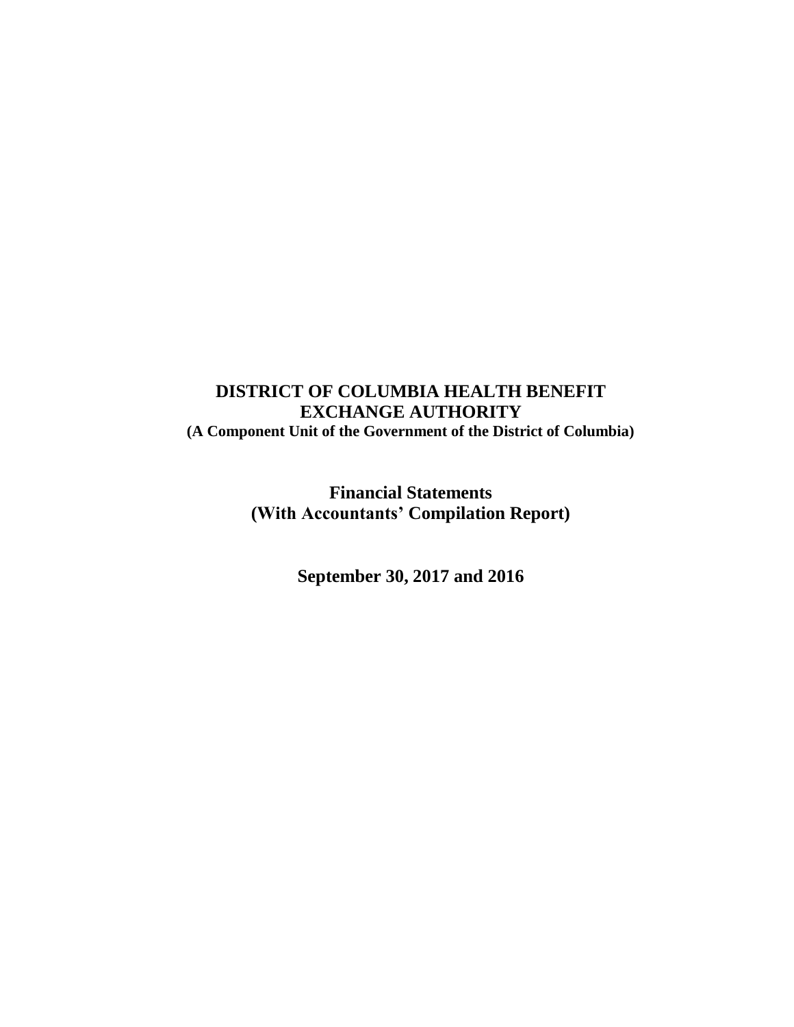# DISTRICT OF COLUMBIA HEALTH BENEFIT EXCHANGE AUTHORITY

**(A Component Unit of the Government of the District of Columbia)**

## Financial Statements
## (With Accountants' Compilation Report)

### September 30, 2017 and 2016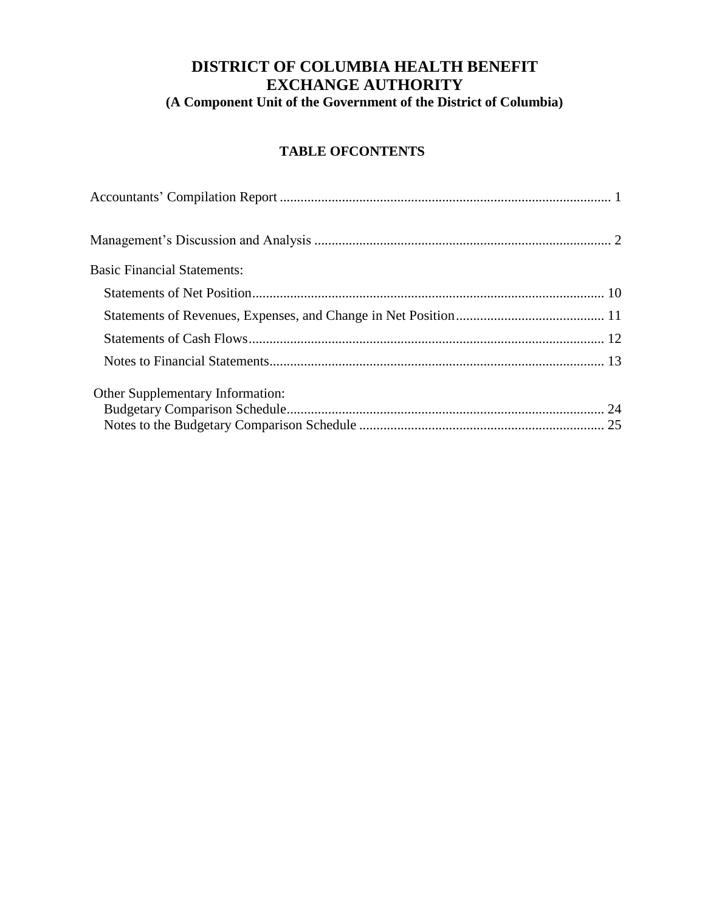# DISTRICT OF COLUMBIA HEALTH BENEFIT EXCHANGE AUTHORITY

**(A Component Unit of the Government of the District of Columbia)**

## TABLE OFCONTENTS

Accountants' Compilation Report ............................................................................................... 1

Management's Discussion and Analysis ..................................................................................... 2

Basic Financial Statements:

- Statements of Net Position..................................................................................................... 10
- Statements of Revenues, Expenses, and Change in Net Position........................................... 11
- Statements of Cash Flows...................................................................................................... 12
- Notes to Financial Statements................................................................................................ 13

Other Supplementary Information:

- Budgetary Comparison Schedule........................................................................................... 24
- Notes to the Budgetary Comparison Schedule ...................................................................... 25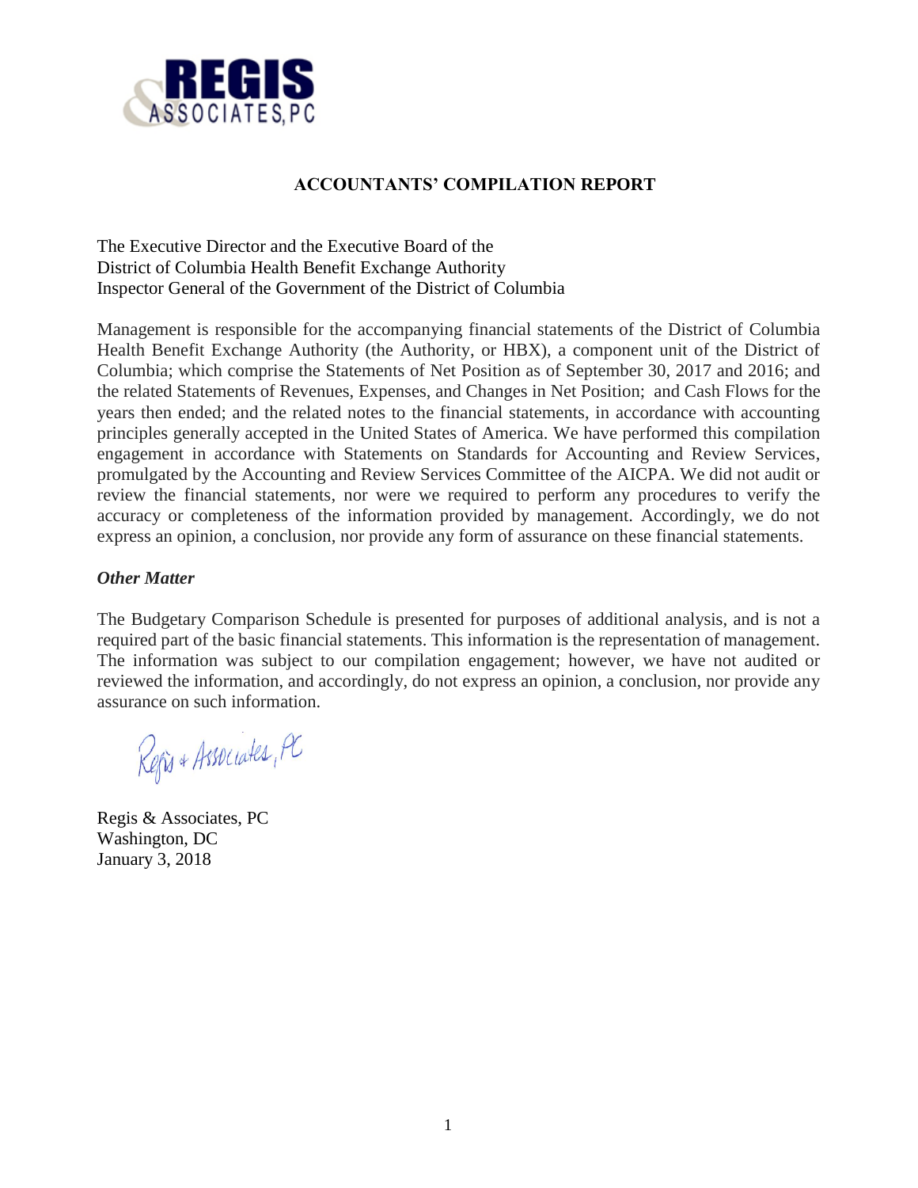# ACCOUNTANTS' COMPILATION REPORT

The Executive Director and the Executive Board of the
District of Columbia Health Benefit Exchange Authority
Inspector General of the Government of the District of Columbia

Management is responsible for the accompanying financial statements of the District of Columbia Health Benefit Exchange Authority (the Authority, or HBX), a component unit of the District of Columbia; which comprise the Statements of Net Position as of September 30, 2017 and 2016; and the related Statements of Revenues, Expenses, and Changes in Net Position; and Cash Flows for the years then ended; and the related notes to the financial statements, in accordance with accounting principles generally accepted in the United States of America. We have performed this compilation engagement in accordance with Statements on Standards for Accounting and Review Services, promulgated by the Accounting and Review Services Committee of the AICPA. We did not audit or review the financial statements, nor were we required to perform any procedures to verify the accuracy or completeness of the information provided by management. Accordingly, we do not express an opinion, a conclusion, nor provide any form of assurance on these financial statements.

***Other Matter***

The Budgetary Comparison Schedule is presented for purposes of additional analysis, and is not a required part of the basic financial statements. This information is the representation of management. The information was subject to our compilation engagement; however, we have not audited or reviewed the information, and accordingly, do not express an opinion, a conclusion, nor provide any assurance on such information.

Regis & Associates, PC

Regis & Associates, PC
Washington, DC
January 3, 2018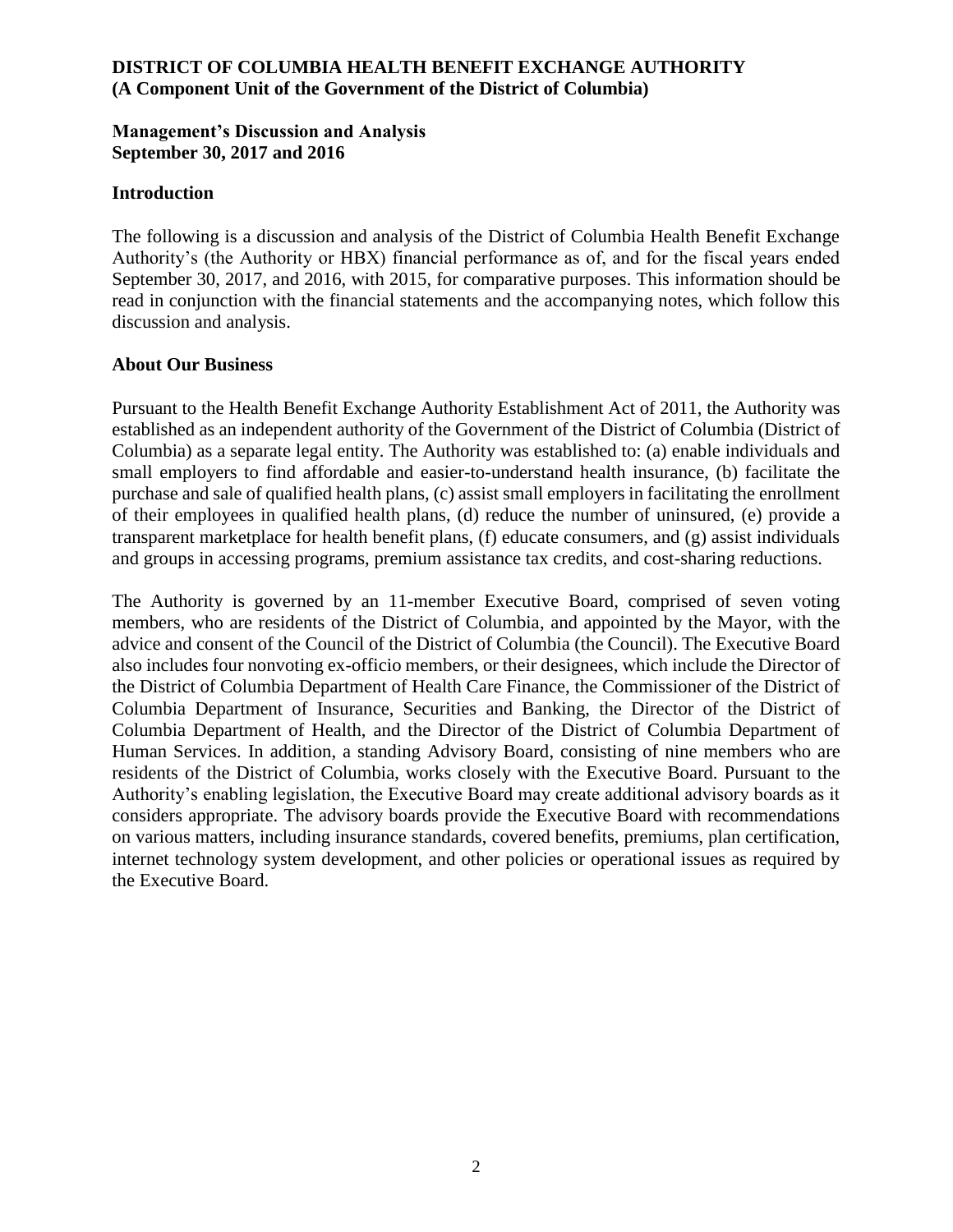**DISTRICT OF COLUMBIA HEALTH BENEFIT EXCHANGE AUTHORITY**
**(A Component Unit of the Government of the District of Columbia)**

**Management's Discussion and Analysis**
**September 30, 2017 and 2016**

## Introduction

The following is a discussion and analysis of the District of Columbia Health Benefit Exchange Authority's (the Authority or HBX) financial performance as of, and for the fiscal years ended September 30, 2017, and 2016, with 2015, for comparative purposes. This information should be read in conjunction with the financial statements and the accompanying notes, which follow this discussion and analysis.

## About Our Business

Pursuant to the Health Benefit Exchange Authority Establishment Act of 2011, the Authority was established as an independent authority of the Government of the District of Columbia (District of Columbia) as a separate legal entity. The Authority was established to: (a) enable individuals and small employers to find affordable and easier-to-understand health insurance, (b) facilitate the purchase and sale of qualified health plans, (c) assist small employers in facilitating the enrollment of their employees in qualified health plans, (d) reduce the number of uninsured, (e) provide a transparent marketplace for health benefit plans, (f) educate consumers, and (g) assist individuals and groups in accessing programs, premium assistance tax credits, and cost-sharing reductions.

The Authority is governed by an 11-member Executive Board, comprised of seven voting members, who are residents of the District of Columbia, and appointed by the Mayor, with the advice and consent of the Council of the District of Columbia (the Council). The Executive Board also includes four nonvoting ex-officio members, or their designees, which include the Director of the District of Columbia Department of Health Care Finance, the Commissioner of the District of Columbia Department of Insurance, Securities and Banking, the Director of the District of Columbia Department of Health, and the Director of the District of Columbia Department of Human Services. In addition, a standing Advisory Board, consisting of nine members who are residents of the District of Columbia, works closely with the Executive Board. Pursuant to the Authority's enabling legislation, the Executive Board may create additional advisory boards as it considers appropriate. The advisory boards provide the Executive Board with recommendations on various matters, including insurance standards, covered benefits, premiums, plan certification, internet technology system development, and other policies or operational issues as required by the Executive Board.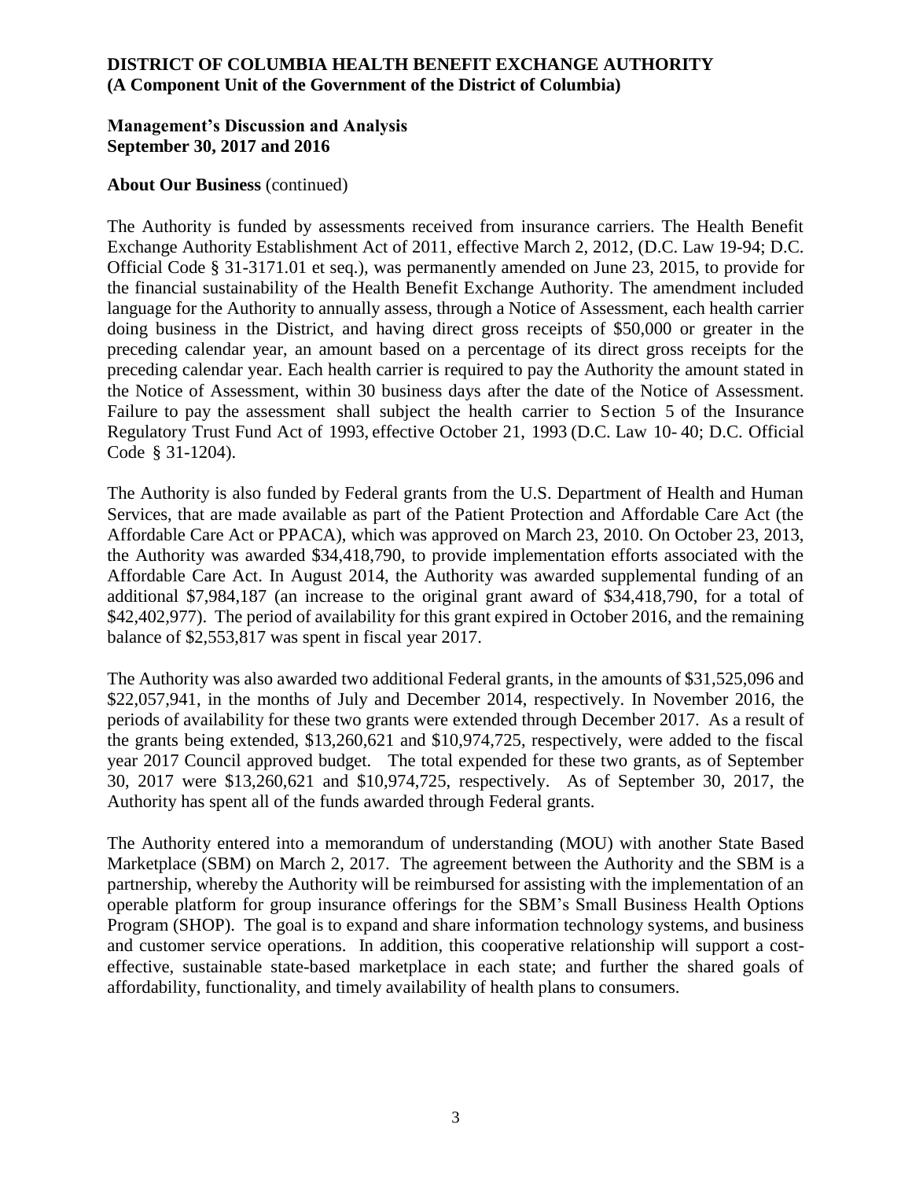**DISTRICT OF COLUMBIA HEALTH BENEFIT EXCHANGE AUTHORITY**
**(A Component Unit of the Government of the District of Columbia)**

**Management's Discussion and Analysis**
**September 30, 2017 and 2016**

**About Our Business** (continued)

The Authority is funded by assessments received from insurance carriers. The Health Benefit Exchange Authority Establishment Act of 2011, effective March 2, 2012, (D.C. Law 19-94; D.C. Official Code § 31-3171.01 et seq.), was permanently amended on June 23, 2015, to provide for the financial sustainability of the Health Benefit Exchange Authority. The amendment included language for the Authority to annually assess, through a Notice of Assessment, each health carrier doing business in the District, and having direct gross receipts of $50,000 or greater in the preceding calendar year, an amount based on a percentage of its direct gross receipts for the preceding calendar year. Each health carrier is required to pay the Authority the amount stated in the Notice of Assessment, within 30 business days after the date of the Notice of Assessment. Failure to pay the assessment shall subject the health carrier to Section 5 of the Insurance Regulatory Trust Fund Act of 1993, effective October 21, 1993 (D.C. Law 10- 40; D.C. Official Code § 31-1204).

The Authority is also funded by Federal grants from the U.S. Department of Health and Human Services, that are made available as part of the Patient Protection and Affordable Care Act (the Affordable Care Act or PPACA), which was approved on March 23, 2010. On October 23, 2013, the Authority was awarded $34,418,790, to provide implementation efforts associated with the Affordable Care Act. In August 2014, the Authority was awarded supplemental funding of an additional $7,984,187 (an increase to the original grant award of $34,418,790, for a total of $42,402,977). The period of availability for this grant expired in October 2016, and the remaining balance of $2,553,817 was spent in fiscal year 2017.

The Authority was also awarded two additional Federal grants, in the amounts of $31,525,096 and $22,057,941, in the months of July and December 2014, respectively. In November 2016, the periods of availability for these two grants were extended through December 2017. As a result of the grants being extended, $13,260,621 and $10,974,725, respectively, were added to the fiscal year 2017 Council approved budget. The total expended for these two grants, as of September 30, 2017 were $13,260,621 and $10,974,725, respectively. As of September 30, 2017, the Authority has spent all of the funds awarded through Federal grants.

The Authority entered into a memorandum of understanding (MOU) with another State Based Marketplace (SBM) on March 2, 2017. The agreement between the Authority and the SBM is a partnership, whereby the Authority will be reimbursed for assisting with the implementation of an operable platform for group insurance offerings for the SBM's Small Business Health Options Program (SHOP). The goal is to expand and share information technology systems, and business and customer service operations. In addition, this cooperative relationship will support a cost-effective, sustainable state-based marketplace in each state; and further the shared goals of affordability, functionality, and timely availability of health plans to consumers.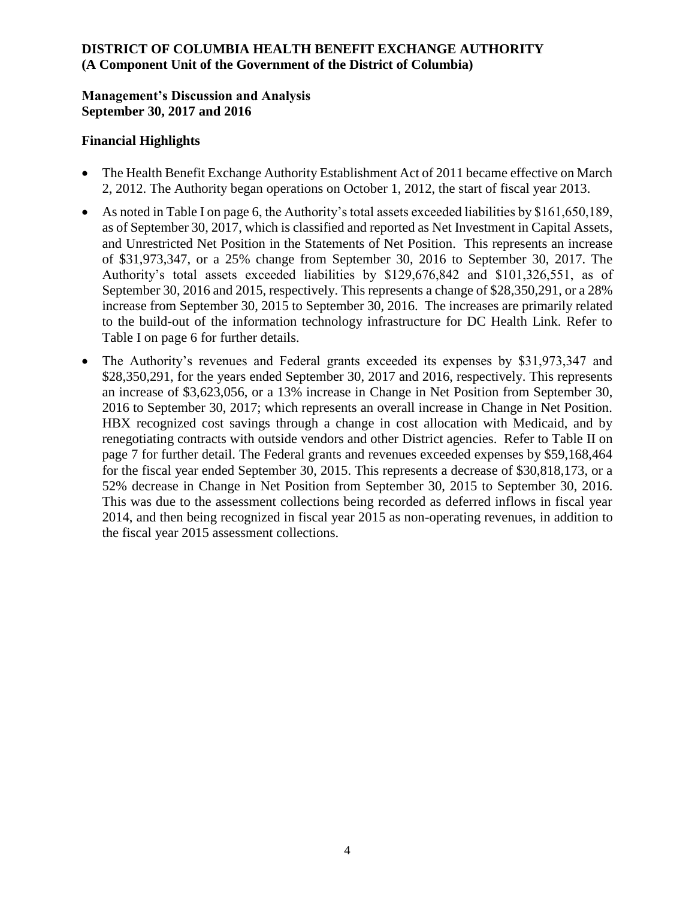**DISTRICT OF COLUMBIA HEALTH BENEFIT EXCHANGE AUTHORITY**
**(A Component Unit of the Government of the District of Columbia)**

**Management's Discussion and Analysis**
**September 30, 2017 and 2016**

## Financial Highlights

- The Health Benefit Exchange Authority Establishment Act of 2011 became effective on March 2, 2012. The Authority began operations on October 1, 2012, the start of fiscal year 2013.
- As noted in Table I on page 6, the Authority's total assets exceeded liabilities by $161,650,189, as of September 30, 2017, which is classified and reported as Net Investment in Capital Assets, and Unrestricted Net Position in the Statements of Net Position. This represents an increase of $31,973,347, or a 25% change from September 30, 2016 to September 30, 2017. The Authority's total assets exceeded liabilities by $129,676,842 and $101,326,551, as of September 30, 2016 and 2015, respectively. This represents a change of $28,350,291, or a 28% increase from September 30, 2015 to September 30, 2016. The increases are primarily related to the build-out of the information technology infrastructure for DC Health Link. Refer to Table I on page 6 for further details.
- The Authority's revenues and Federal grants exceeded its expenses by $31,973,347 and $28,350,291, for the years ended September 30, 2017 and 2016, respectively. This represents an increase of $3,623,056, or a 13% increase in Change in Net Position from September 30, 2016 to September 30, 2017; which represents an overall increase in Change in Net Position. HBX recognized cost savings through a change in cost allocation with Medicaid, and by renegotiating contracts with outside vendors and other District agencies. Refer to Table II on page 7 for further detail. The Federal grants and revenues exceeded expenses by $59,168,464 for the fiscal year ended September 30, 2015. This represents a decrease of $30,818,173, or a 52% decrease in Change in Net Position from September 30, 2015 to September 30, 2016. This was due to the assessment collections being recorded as deferred inflows in fiscal year 2014, and then being recognized in fiscal year 2015 as non-operating revenues, in addition to the fiscal year 2015 assessment collections.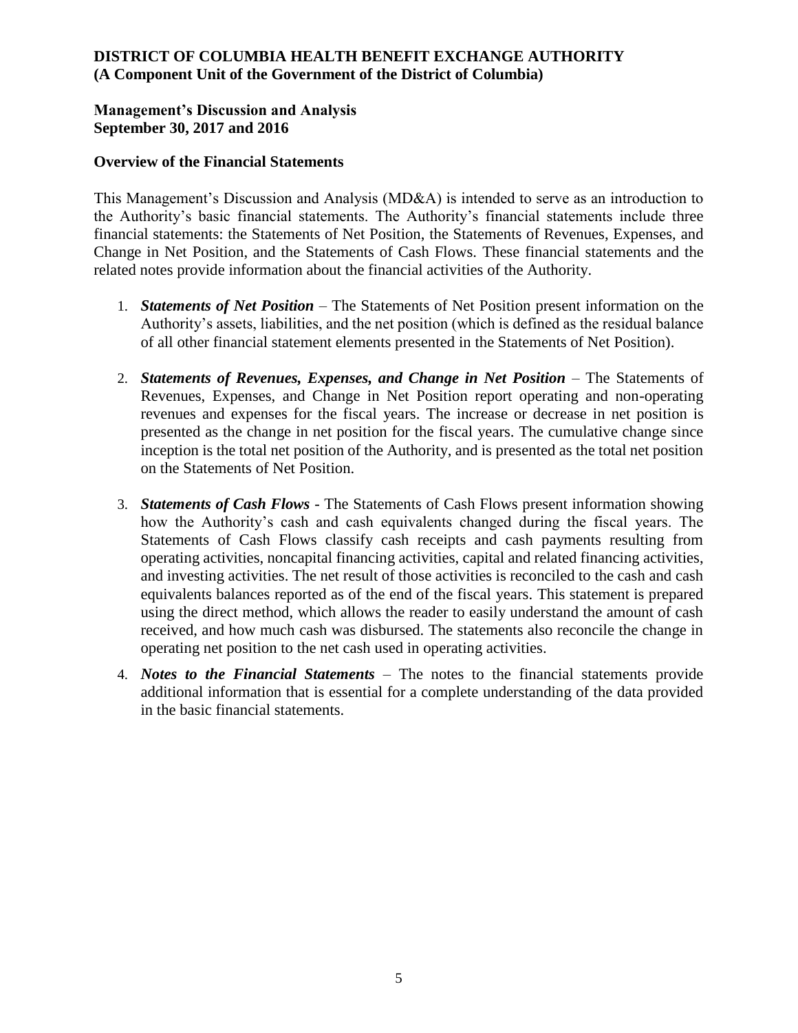**DISTRICT OF COLUMBIA HEALTH BENEFIT EXCHANGE AUTHORITY**
**(A Component Unit of the Government of the District of Columbia)**

**Management's Discussion and Analysis**
**September 30, 2017 and 2016**

**Overview of the Financial Statements**

This Management's Discussion and Analysis (MD&A) is intended to serve as an introduction to the Authority's basic financial statements. The Authority's financial statements include three financial statements: the Statements of Net Position, the Statements of Revenues, Expenses, and Change in Net Position, and the Statements of Cash Flows. These financial statements and the related notes provide information about the financial activities of the Authority.

1. ***Statements of Net Position*** – The Statements of Net Position present information on the Authority's assets, liabilities, and the net position (which is defined as the residual balance of all other financial statement elements presented in the Statements of Net Position).

2. ***Statements of Revenues, Expenses, and Change in Net Position*** – The Statements of Revenues, Expenses, and Change in Net Position report operating and non-operating revenues and expenses for the fiscal years. The increase or decrease in net position is presented as the change in net position for the fiscal years. The cumulative change since inception is the total net position of the Authority, and is presented as the total net position on the Statements of Net Position.

3. ***Statements of Cash Flows*** - The Statements of Cash Flows present information showing how the Authority's cash and cash equivalents changed during the fiscal years. The Statements of Cash Flows classify cash receipts and cash payments resulting from operating activities, noncapital financing activities, capital and related financing activities, and investing activities. The net result of those activities is reconciled to the cash and cash equivalents balances reported as of the end of the fiscal years. This statement is prepared using the direct method, which allows the reader to easily understand the amount of cash received, and how much cash was disbursed. The statements also reconcile the change in operating net position to the net cash used in operating activities.

4. ***Notes to the Financial Statements*** – The notes to the financial statements provide additional information that is essential for a complete understanding of the data provided in the basic financial statements.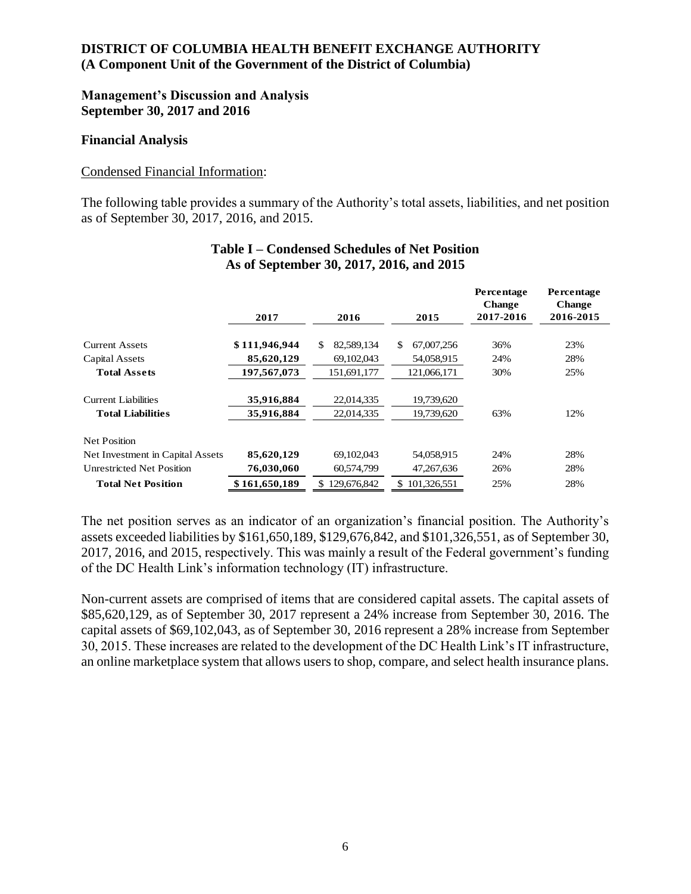**DISTRICT OF COLUMBIA HEALTH BENEFIT EXCHANGE AUTHORITY**
**(A Component Unit of the Government of the District of Columbia)**

**Management's Discussion and Analysis**
**September 30, 2017 and 2016**

## Financial Analysis

Condensed Financial Information:

The following table provides a summary of the Authority's total assets, liabilities, and net position as of September 30, 2017, 2016, and 2015.

**Table I – Condensed Schedules of Net Position**
**As of September 30, 2017, 2016, and 2015**

| | 2017 | 2016 | 2015 | Percentage Change 2017-2016 | Percentage Change 2016-2015 |
|---|---|---|---|---|---|
| Current Assets | **$ 111,946,944** | $ 82,589,134 | $ 67,007,256 | 36% | 23% |
| Capital Assets | **85,620,129** | 69,102,043 | 54,058,915 | 24% | 28% |
| **Total Assets** | **197,567,073** | 151,691,177 | 121,066,171 | 30% | 25% |
| Current Liabilities | **35,916,884** | 22,014,335 | 19,739,620 | | |
| **Total Liabilities** | **35,916,884** | 22,014,335 | 19,739,620 | 63% | 12% |
| Net Position | | | | | |
| Net Investment in Capital Assets | **85,620,129** | 69,102,043 | 54,058,915 | 24% | 28% |
| Unrestricted Net Position | **76,030,060** | 60,574,799 | 47,267,636 | 26% | 28% |
| **Total Net Position** | **$ 161,650,189** | $ 129,676,842 | $ 101,326,551 | 25% | 28% |

The net position serves as an indicator of an organization's financial position. The Authority's assets exceeded liabilities by $161,650,189, $129,676,842, and $101,326,551, as of September 30, 2017, 2016, and 2015, respectively. This was mainly a result of the Federal government's funding of the DC Health Link's information technology (IT) infrastructure.

Non-current assets are comprised of items that are considered capital assets. The capital assets of $85,620,129, as of September 30, 2017 represent a 24% increase from September 30, 2016. The capital assets of $69,102,043, as of September 30, 2016 represent a 28% increase from September 30, 2015. These increases are related to the development of the DC Health Link's IT infrastructure, an online marketplace system that allows users to shop, compare, and select health insurance plans.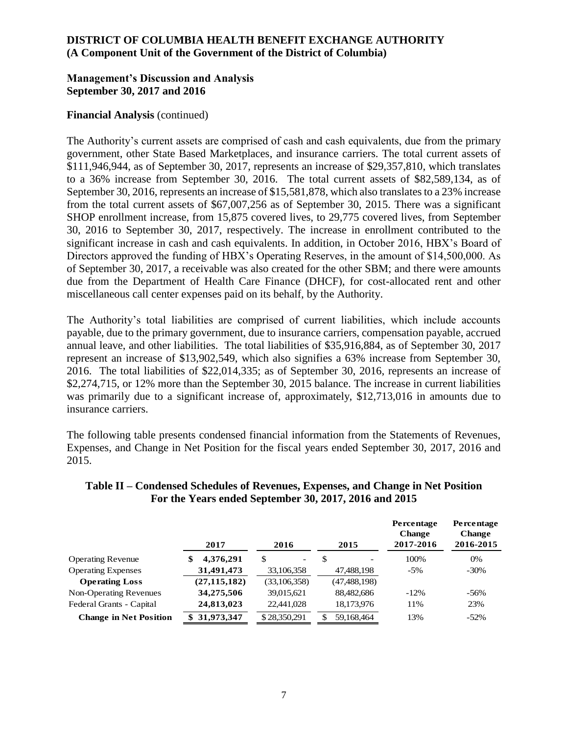**DISTRICT OF COLUMBIA HEALTH BENEFIT EXCHANGE AUTHORITY**
**(A Component Unit of the Government of the District of Columbia)**

**Management's Discussion and Analysis**
**September 30, 2017 and 2016**

**Financial Analysis** (continued)

The Authority's current assets are comprised of cash and cash equivalents, due from the primary government, other State Based Marketplaces, and insurance carriers. The total current assets of $111,946,944, as of September 30, 2017, represents an increase of $29,357,810, which translates to a 36% increase from September 30, 2016. The total current assets of $82,589,134, as of September 30, 2016, represents an increase of $15,581,878, which also translates to a 23% increase from the total current assets of $67,007,256 as of September 30, 2015. There was a significant SHOP enrollment increase, from 15,875 covered lives, to 29,775 covered lives, from September 30, 2016 to September 30, 2017, respectively. The increase in enrollment contributed to the significant increase in cash and cash equivalents. In addition, in October 2016, HBX's Board of Directors approved the funding of HBX's Operating Reserves, in the amount of $14,500,000. As of September 30, 2017, a receivable was also created for the other SBM; and there were amounts due from the Department of Health Care Finance (DHCF), for cost-allocated rent and other miscellaneous call center expenses paid on its behalf, by the Authority.

The Authority's total liabilities are comprised of current liabilities, which include accounts payable, due to the primary government, due to insurance carriers, compensation payable, accrued annual leave, and other liabilities. The total liabilities of $35,916,884, as of September 30, 2017 represent an increase of $13,902,549, which also signifies a 63% increase from September 30, 2016. The total liabilities of $22,014,335; as of September 30, 2016, represents an increase of $2,274,715, or 12% more than the September 30, 2015 balance. The increase in current liabilities was primarily due to a significant increase of, approximately, $12,713,016 in amounts due to insurance carriers.

The following table presents condensed financial information from the Statements of Revenues, Expenses, and Change in Net Position for the fiscal years ended September 30, 2017, 2016 and 2015.

**Table II – Condensed Schedules of Revenues, Expenses, and Change in Net Position**
**For the Years ended September 30, 2017, 2016 and 2015**

| | 2017 | 2016 | 2015 | Percentage Change 2017-2016 | Percentage Change 2016-2015 |
|---|---|---|---|---|---|
| Operating Revenue | **$ 4,376,291** | $ - | $ - | 100% | 0% |
| Operating Expenses | **31,491,473** | 33,106,358 | 47,488,198 | -5% | -30% |
| **Operating Loss** | **(27,115,182)** | (33,106,358) | (47,488,198) | | |
| Non-Operating Revenues | **34,275,506** | 39,015,621 | 88,482,686 | -12% | -56% |
| Federal Grants - Capital | **24,813,023** | 22,441,028 | 18,173,976 | 11% | 23% |
| **Change in Net Position** | **$ 31,973,347** | $ 28,350,291 | $ 59,168,464 | 13% | -52% |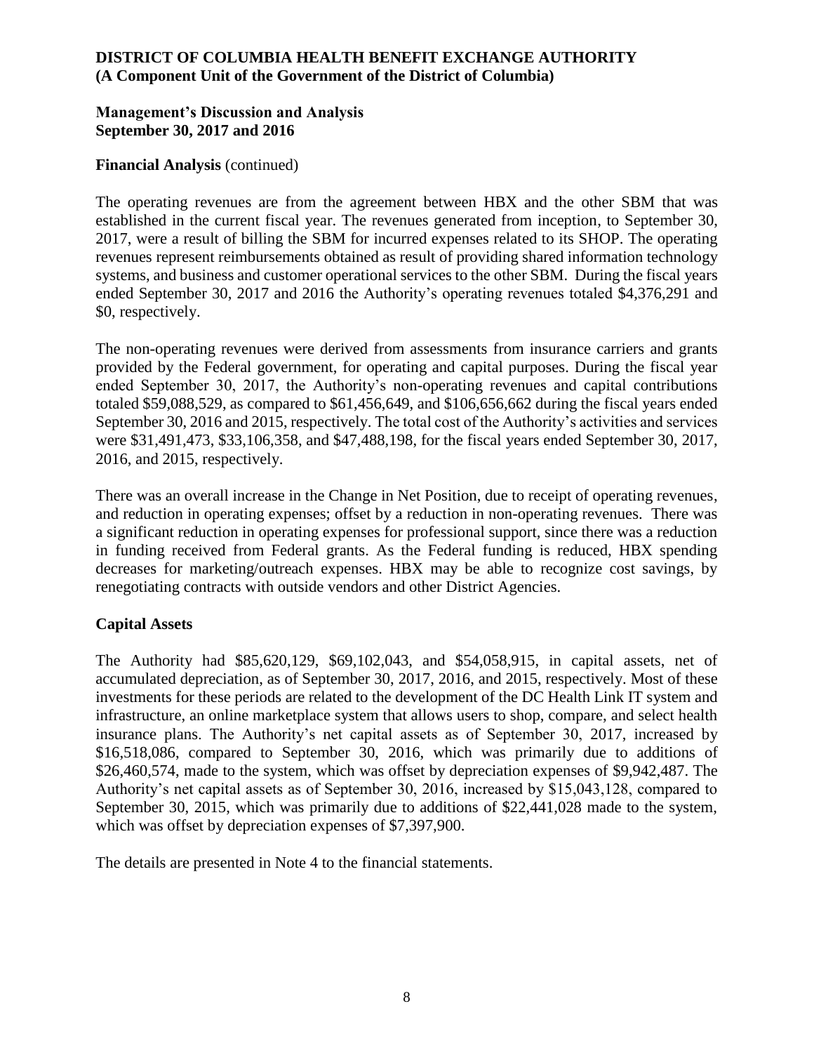**Financial Analysis** (continued)

The operating revenues are from the agreement between HBX and the other SBM that was established in the current fiscal year. The revenues generated from inception, to September 30, 2017, were a result of billing the SBM for incurred expenses related to its SHOP. The operating revenues represent reimbursements obtained as result of providing shared information technology systems, and business and customer operational services to the other SBM. During the fiscal years ended September 30, 2017 and 2016 the Authority's operating revenues totaled $4,376,291 and $0, respectively.

The non-operating revenues were derived from assessments from insurance carriers and grants provided by the Federal government, for operating and capital purposes. During the fiscal year ended September 30, 2017, the Authority's non-operating revenues and capital contributions totaled $59,088,529, as compared to $61,456,649, and $106,656,662 during the fiscal years ended September 30, 2016 and 2015, respectively. The total cost of the Authority's activities and services were $31,491,473, $33,106,358, and $47,488,198, for the fiscal years ended September 30, 2017, 2016, and 2015, respectively.

There was an overall increase in the Change in Net Position, due to receipt of operating revenues, and reduction in operating expenses; offset by a reduction in non-operating revenues. There was a significant reduction in operating expenses for professional support, since there was a reduction in funding received from Federal grants. As the Federal funding is reduced, HBX spending decreases for marketing/outreach expenses. HBX may be able to recognize cost savings, by renegotiating contracts with outside vendors and other District Agencies.

## Capital Assets

The Authority had $85,620,129, $69,102,043, and $54,058,915, in capital assets, net of accumulated depreciation, as of September 30, 2017, 2016, and 2015, respectively. Most of these investments for these periods are related to the development of the DC Health Link IT system and infrastructure, an online marketplace system that allows users to shop, compare, and select health insurance plans. The Authority's net capital assets as of September 30, 2017, increased by $16,518,086, compared to September 30, 2016, which was primarily due to additions of $26,460,574, made to the system, which was offset by depreciation expenses of $9,942,487. The Authority's net capital assets as of September 30, 2016, increased by $15,043,128, compared to September 30, 2015, which was primarily due to additions of $22,441,028 made to the system, which was offset by depreciation expenses of $7,397,900.

The details are presented in Note 4 to the financial statements.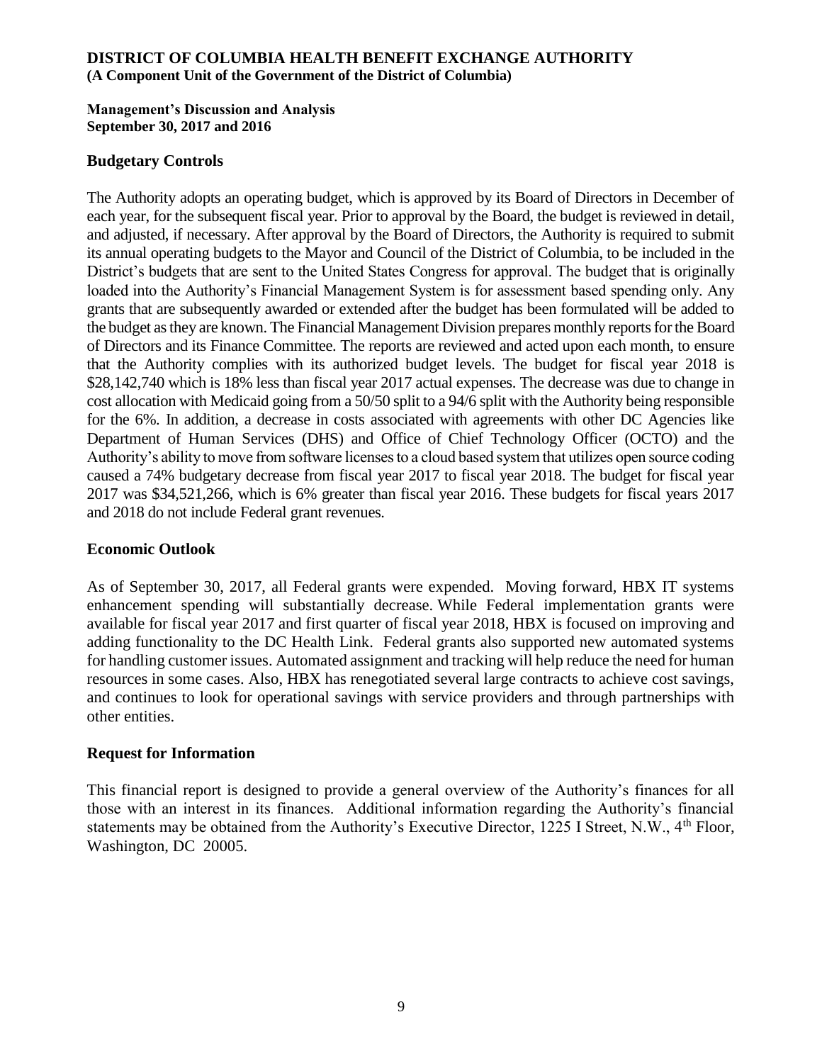**DISTRICT OF COLUMBIA HEALTH BENEFIT EXCHANGE AUTHORITY**
**(A Component Unit of the Government of the District of Columbia)**

**Management's Discussion and Analysis**
**September 30, 2017 and 2016**

## Budgetary Controls

The Authority adopts an operating budget, which is approved by its Board of Directors in December of each year, for the subsequent fiscal year. Prior to approval by the Board, the budget is reviewed in detail, and adjusted, if necessary. After approval by the Board of Directors, the Authority is required to submit its annual operating budgets to the Mayor and Council of the District of Columbia, to be included in the District's budgets that are sent to the United States Congress for approval. The budget that is originally loaded into the Authority's Financial Management System is for assessment based spending only. Any grants that are subsequently awarded or extended after the budget has been formulated will be added to the budget as they are known. The Financial Management Division prepares monthly reports for the Board of Directors and its Finance Committee. The reports are reviewed and acted upon each month, to ensure that the Authority complies with its authorized budget levels. The budget for fiscal year 2018 is $28,142,740 which is 18% less than fiscal year 2017 actual expenses. The decrease was due to change in cost allocation with Medicaid going from a 50/50 split to a 94/6 split with the Authority being responsible for the 6%. In addition, a decrease in costs associated with agreements with other DC Agencies like Department of Human Services (DHS) and Office of Chief Technology Officer (OCTO) and the Authority's ability to move from software licenses to a cloud based system that utilizes open source coding caused a 74% budgetary decrease from fiscal year 2017 to fiscal year 2018. The budget for fiscal year 2017 was $34,521,266, which is 6% greater than fiscal year 2016. These budgets for fiscal years 2017 and 2018 do not include Federal grant revenues.

## Economic Outlook

As of September 30, 2017, all Federal grants were expended. Moving forward, HBX IT systems enhancement spending will substantially decrease. While Federal implementation grants were available for fiscal year 2017 and first quarter of fiscal year 2018, HBX is focused on improving and adding functionality to the DC Health Link. Federal grants also supported new automated systems for handling customer issues. Automated assignment and tracking will help reduce the need for human resources in some cases. Also, HBX has renegotiated several large contracts to achieve cost savings, and continues to look for operational savings with service providers and through partnerships with other entities.

## Request for Information

This financial report is designed to provide a general overview of the Authority's finances for all those with an interest in its finances. Additional information regarding the Authority's financial statements may be obtained from the Authority's Executive Director, 1225 I Street, N.W., 4th Floor, Washington, DC 20005.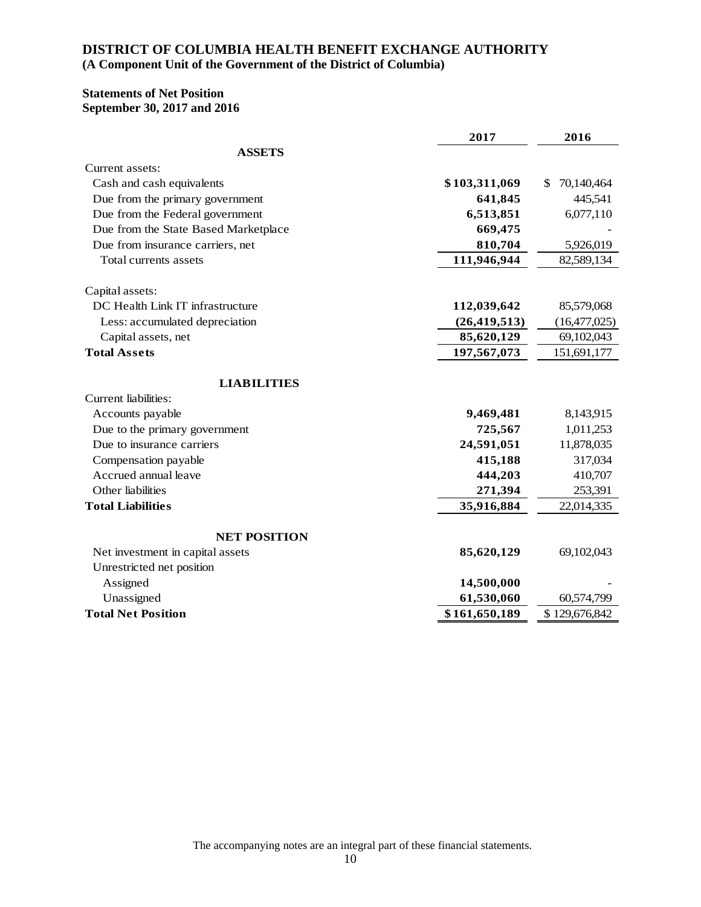# DISTRICT OF COLUMBIA HEALTH BENEFIT EXCHANGE AUTHORITY

**(A Component Unit of the Government of the District of Columbia)**

**Statements of Net Position**
**September 30, 2017 and 2016**

| | 2017 | 2016 |
|---|---|---|
| **ASSETS** | | |
| Current assets: | | |
| Cash and cash equivalents | **$103,311,069** | $ 70,140,464 |
| Due from the primary government | **641,845** | 445,541 |
| Due from the Federal government | **6,513,851** | 6,077,110 |
| Due from the State Based Marketplace | **669,475** | - |
| Due from insurance carriers, net | **810,704** | 5,926,019 |
| Total currents assets | **111,946,944** | 82,589,134 |
| Capital assets: | | |
| DC Health Link IT infrastructure | **112,039,642** | 85,579,068 |
| Less: accumulated depreciation | **(26,419,513)** | (16,477,025) |
| Capital assets, net | **85,620,129** | 69,102,043 |
| **Total Assets** | **197,567,073** | 151,691,177 |
| **LIABILITIES** | | |
| Current liabilities: | | |
| Accounts payable | **9,469,481** | 8,143,915 |
| Due to the primary government | **725,567** | 1,011,253 |
| Due to insurance carriers | **24,591,051** | 11,878,035 |
| Compensation payable | **415,188** | 317,034 |
| Accrued annual leave | **444,203** | 410,707 |
| Other liabilities | **271,394** | 253,391 |
| **Total Liabilities** | **35,916,884** | 22,014,335 |
| **NET POSITION** | | |
| Net investment in capital assets | **85,620,129** | 69,102,043 |
| Unrestricted net position | | |
| Assigned | **14,500,000** | - |
| Unassigned | **61,530,060** | 60,574,799 |
| **Total Net Position** | **$161,650,189** | $ 129,676,842 |

The accompanying notes are an integral part of these financial statements.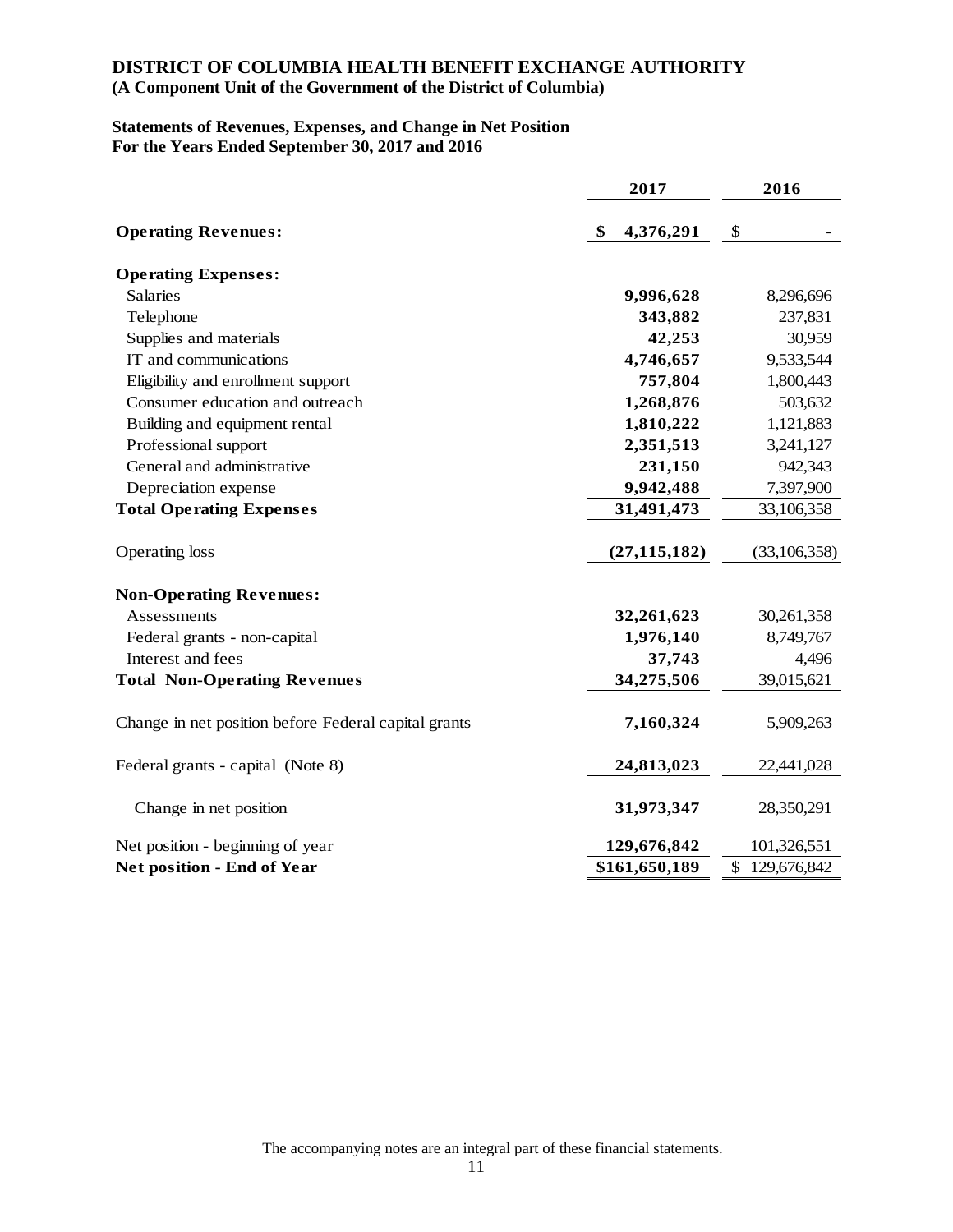# DISTRICT OF COLUMBIA HEALTH BENEFIT EXCHANGE AUTHORITY

**(A Component Unit of the Government of the District of Columbia)**

**Statements of Revenues, Expenses, and Change in Net Position**
**For the Years Ended September 30, 2017 and 2016**

| | 2017 | 2016 |
|---|---|---|
| **Operating Revenues:** | **$ 4,376,291** | $ - |
| **Operating Expenses:** | | |
| Salaries | **9,996,628** | 8,296,696 |
| Telephone | **343,882** | 237,831 |
| Supplies and materials | **42,253** | 30,959 |
| IT and communications | **4,746,657** | 9,533,544 |
| Eligibility and enrollment support | **757,804** | 1,800,443 |
| Consumer education and outreach | **1,268,876** | 503,632 |
| Building and equipment rental | **1,810,222** | 1,121,883 |
| Professional support | **2,351,513** | 3,241,127 |
| General and administrative | **231,150** | 942,343 |
| Depreciation expense | **9,942,488** | 7,397,900 |
| **Total Operating Expenses** | **31,491,473** | 33,106,358 |
| Operating loss | **(27,115,182)** | (33,106,358) |
| **Non-Operating Revenues:** | | |
| Assessments | **32,261,623** | 30,261,358 |
| Federal grants - non-capital | **1,976,140** | 8,749,767 |
| Interest and fees | **37,743** | 4,496 |
| **Total Non-Operating Revenues** | **34,275,506** | 39,015,621 |
| Change in net position before Federal capital grants | **7,160,324** | 5,909,263 |
| Federal grants - capital (Note 8) | **24,813,023** | 22,441,028 |
| Change in net position | **31,973,347** | 28,350,291 |
| Net position - beginning of year | **129,676,842** | 101,326,551 |
| **Net position - End of Year** | **$161,650,189** | $ 129,676,842 |

The accompanying notes are an integral part of these financial statements.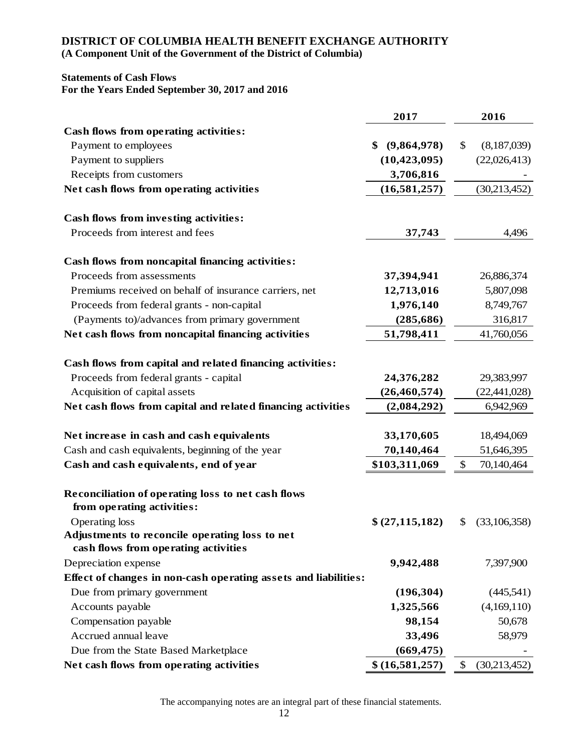# DISTRICT OF COLUMBIA HEALTH BENEFIT EXCHANGE AUTHORITY

**(A Component Unit of the Government of the District of Columbia)**

**Statements of Cash Flows**
**For the Years Ended September 30, 2017 and 2016**

| | 2017 | 2016 |
|---|---|---|
| **Cash flows from operating activities:** | | |
| Payment to employees | $ (9,864,978) | $ (8,187,039) |
| Payment to suppliers | (10,423,095) | (22,026,413) |
| Receipts from customers | 3,706,816 | - |
| **Net cash flows from operating activities** | (16,581,257) | (30,213,452) |
| **Cash flows from investing activities:** | | |
| Proceeds from interest and fees | 37,743 | 4,496 |
| **Cash flows from noncapital financing activities:** | | |
| Proceeds from assessments | 37,394,941 | 26,886,374 |
| Premiums received on behalf of insurance carriers, net | 12,713,016 | 5,807,098 |
| Proceeds from federal grants - non-capital | 1,976,140 | 8,749,767 |
| (Payments to)/advances from primary government | (285,686) | 316,817 |
| **Net cash flows from noncapital financing activities** | 51,798,411 | 41,760,056 |
| **Cash flows from capital and related financing activities:** | | |
| Proceeds from federal grants - capital | 24,376,282 | 29,383,997 |
| Acquisition of capital assets | (26,460,574) | (22,441,028) |
| **Net cash flows from capital and related financing activities** | (2,084,292) | 6,942,969 |
| **Net increase in cash and cash equivalents** | 33,170,605 | 18,494,069 |
| Cash and cash equivalents, beginning of the year | 70,140,464 | 51,646,395 |
| **Cash and cash equivalents, end of year** | $103,311,069 | $ 70,140,464 |
| **Reconciliation of operating loss to net cash flows from operating activities:** | | |
| Operating loss | $ (27,115,182) | $ (33,106,358) |
| **Adjustments to reconcile operating loss to net cash flows from operating activities** | | |
| Depreciation expense | 9,942,488 | 7,397,900 |
| **Effect of changes in non-cash operating assets and liabilities:** | | |
| Due from primary government | (196,304) | (445,541) |
| Accounts payable | 1,325,566 | (4,169,110) |
| Compensation payable | 98,154 | 50,678 |
| Accrued annual leave | 33,496 | 58,979 |
| Due from the State Based Marketplace | (669,475) | - |
| **Net cash flows from operating activities** | $ (16,581,257) | $ (30,213,452) |

The accompanying notes are an integral part of these financial statements.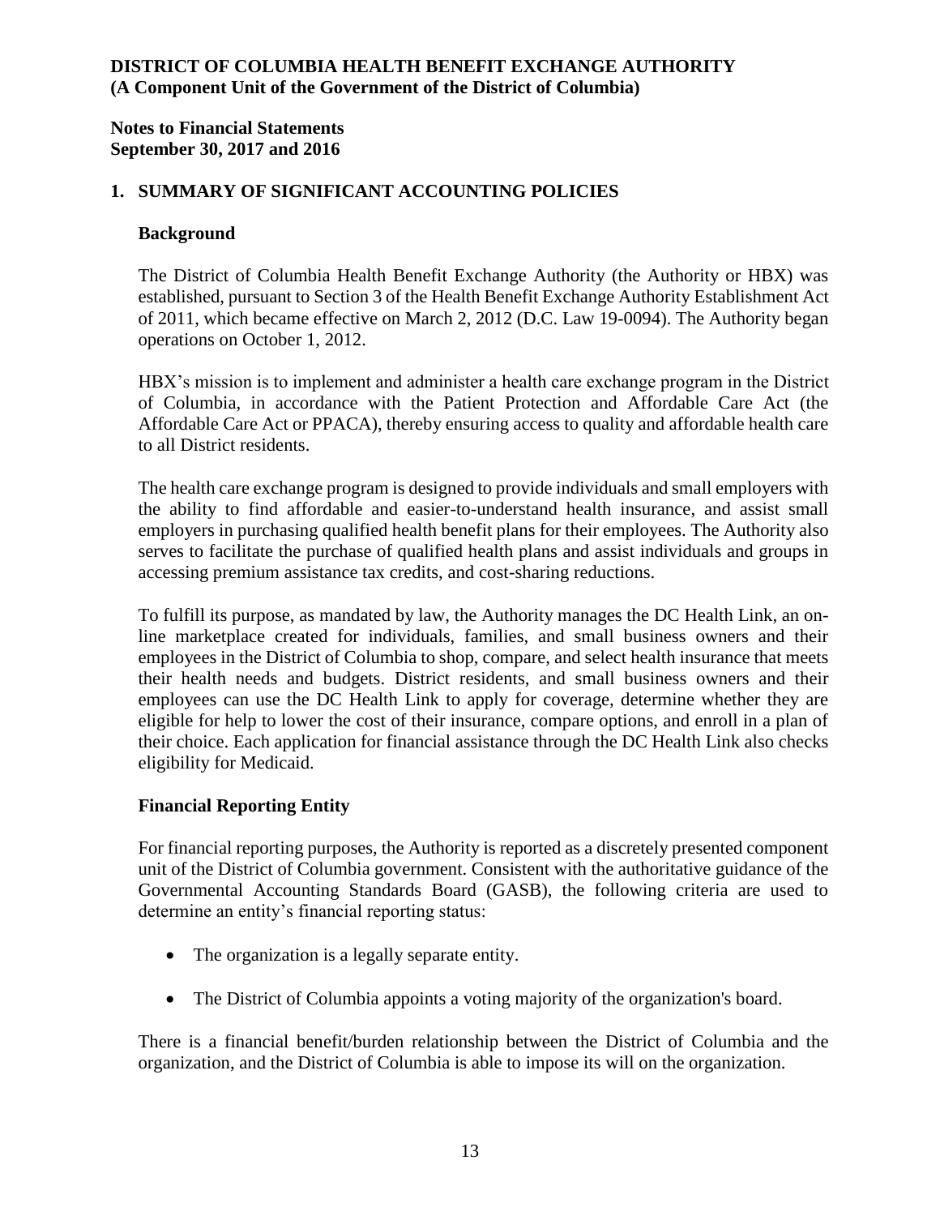# 1. SUMMARY OF SIGNIFICANT ACCOUNTING POLICIES

## Background

The District of Columbia Health Benefit Exchange Authority (the Authority or HBX) was established, pursuant to Section 3 of the Health Benefit Exchange Authority Establishment Act of 2011, which became effective on March 2, 2012 (D.C. Law 19-0094). The Authority began operations on October 1, 2012.

HBX's mission is to implement and administer a health care exchange program in the District of Columbia, in accordance with the Patient Protection and Affordable Care Act (the Affordable Care Act or PPACA), thereby ensuring access to quality and affordable health care to all District residents.

The health care exchange program is designed to provide individuals and small employers with the ability to find affordable and easier-to-understand health insurance, and assist small employers in purchasing qualified health benefit plans for their employees. The Authority also serves to facilitate the purchase of qualified health plans and assist individuals and groups in accessing premium assistance tax credits, and cost-sharing reductions.

To fulfill its purpose, as mandated by law, the Authority manages the DC Health Link, an on-line marketplace created for individuals, families, and small business owners and their employees in the District of Columbia to shop, compare, and select health insurance that meets their health needs and budgets. District residents, and small business owners and their employees can use the DC Health Link to apply for coverage, determine whether they are eligible for help to lower the cost of their insurance, compare options, and enroll in a plan of their choice. Each application for financial assistance through the DC Health Link also checks eligibility for Medicaid.

## Financial Reporting Entity

For financial reporting purposes, the Authority is reported as a discretely presented component unit of the District of Columbia government. Consistent with the authoritative guidance of the Governmental Accounting Standards Board (GASB), the following criteria are used to determine an entity's financial reporting status:

- The organization is a legally separate entity.
- The District of Columbia appoints a voting majority of the organization's board.

There is a financial benefit/burden relationship between the District of Columbia and the organization, and the District of Columbia is able to impose its will on the organization.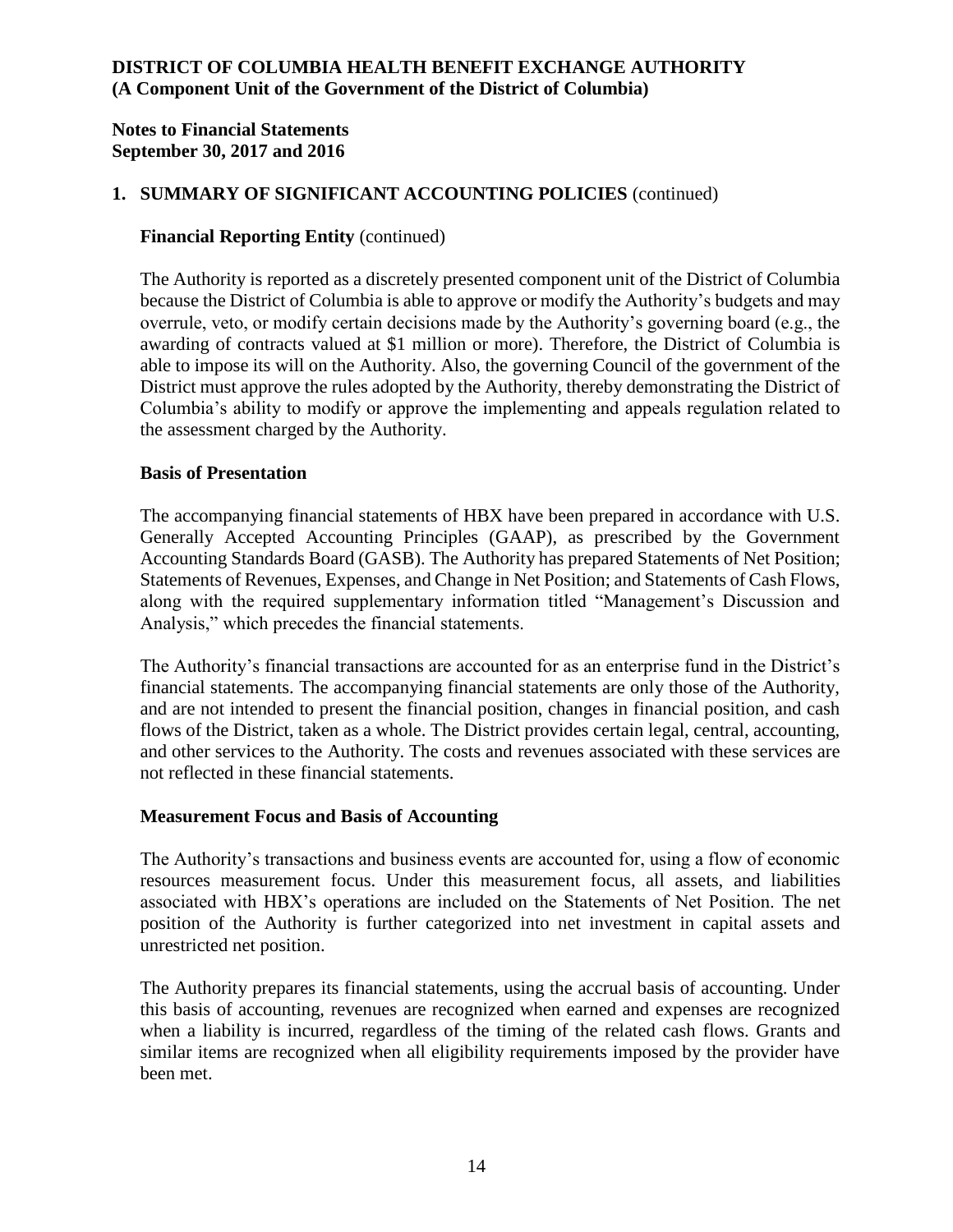## 1. SUMMARY OF SIGNIFICANT ACCOUNTING POLICIES (continued)

### Financial Reporting Entity (continued)

The Authority is reported as a discretely presented component unit of the District of Columbia because the District of Columbia is able to approve or modify the Authority's budgets and may overrule, veto, or modify certain decisions made by the Authority's governing board (e.g., the awarding of contracts valued at $1 million or more). Therefore, the District of Columbia is able to impose its will on the Authority. Also, the governing Council of the government of the District must approve the rules adopted by the Authority, thereby demonstrating the District of Columbia's ability to modify or approve the implementing and appeals regulation related to the assessment charged by the Authority.

### Basis of Presentation

The accompanying financial statements of HBX have been prepared in accordance with U.S. Generally Accepted Accounting Principles (GAAP), as prescribed by the Government Accounting Standards Board (GASB). The Authority has prepared Statements of Net Position; Statements of Revenues, Expenses, and Change in Net Position; and Statements of Cash Flows, along with the required supplementary information titled "Management's Discussion and Analysis," which precedes the financial statements.

The Authority's financial transactions are accounted for as an enterprise fund in the District's financial statements. The accompanying financial statements are only those of the Authority, and are not intended to present the financial position, changes in financial position, and cash flows of the District, taken as a whole. The District provides certain legal, central, accounting, and other services to the Authority. The costs and revenues associated with these services are not reflected in these financial statements.

### Measurement Focus and Basis of Accounting

The Authority's transactions and business events are accounted for, using a flow of economic resources measurement focus. Under this measurement focus, all assets, and liabilities associated with HBX's operations are included on the Statements of Net Position. The net position of the Authority is further categorized into net investment in capital assets and unrestricted net position.

The Authority prepares its financial statements, using the accrual basis of accounting. Under this basis of accounting, revenues are recognized when earned and expenses are recognized when a liability is incurred, regardless of the timing of the related cash flows. Grants and similar items are recognized when all eligibility requirements imposed by the provider have been met.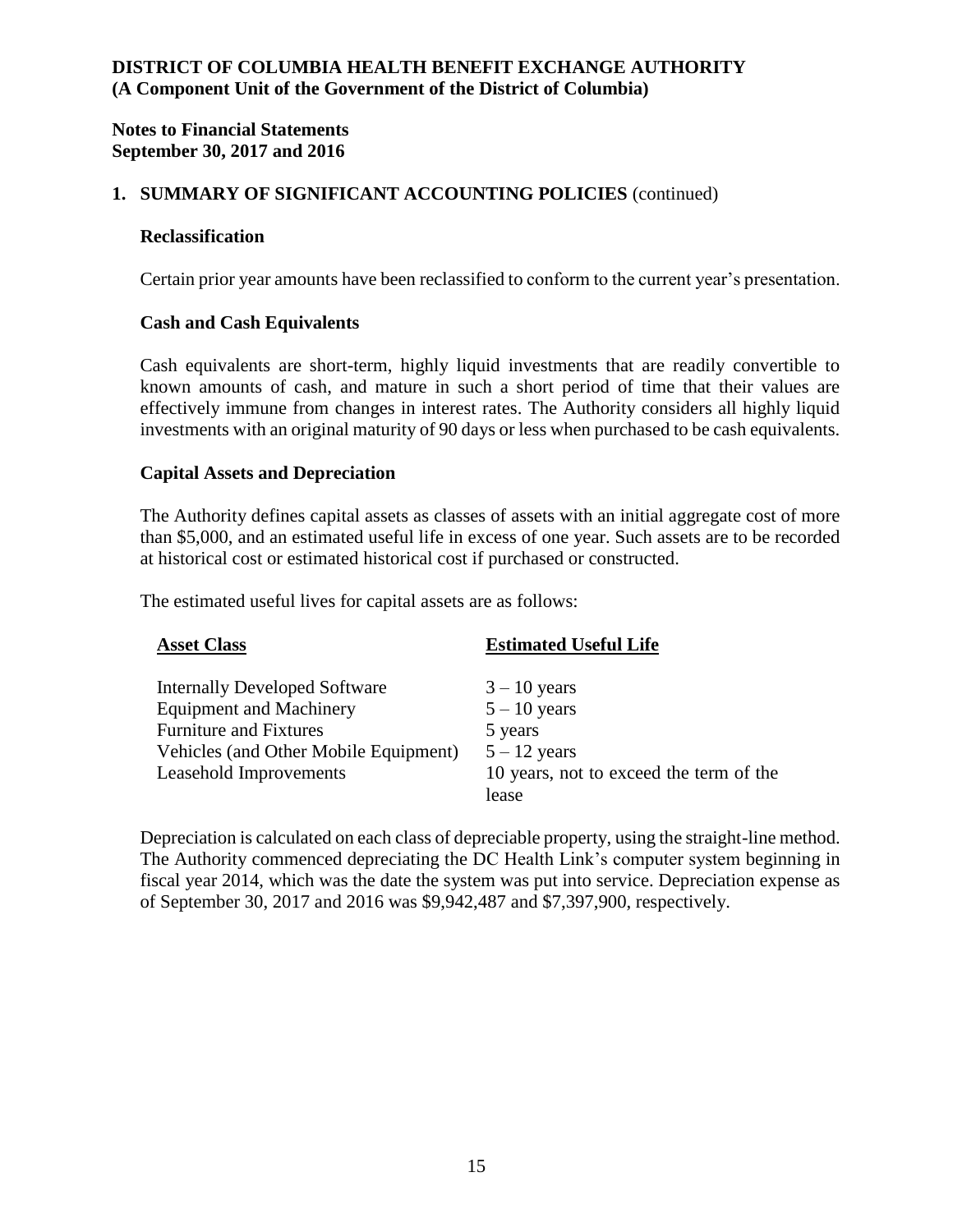**1. SUMMARY OF SIGNIFICANT ACCOUNTING POLICIES** (continued)

**Reclassification**

Certain prior year amounts have been reclassified to conform to the current year's presentation.

**Cash and Cash Equivalents**

Cash equivalents are short-term, highly liquid investments that are readily convertible to known amounts of cash, and mature in such a short period of time that their values are effectively immune from changes in interest rates. The Authority considers all highly liquid investments with an original maturity of 90 days or less when purchased to be cash equivalents.

**Capital Assets and Depreciation**

The Authority defines capital assets as classes of assets with an initial aggregate cost of more than $5,000, and an estimated useful life in excess of one year. Such assets are to be recorded at historical cost or estimated historical cost if purchased or constructed.

The estimated useful lives for capital assets are as follows:

| Asset Class | Estimated Useful Life |
|---|---|
| Internally Developed Software | 3 – 10 years |
| Equipment and Machinery | 5 – 10 years |
| Furniture and Fixtures | 5 years |
| Vehicles (and Other Mobile Equipment) | 5 – 12 years |
| Leasehold Improvements | 10 years, not to exceed the term of the lease |

Depreciation is calculated on each class of depreciable property, using the straight-line method. The Authority commenced depreciating the DC Health Link's computer system beginning in fiscal year 2014, which was the date the system was put into service. Depreciation expense as of September 30, 2017 and 2016 was $9,942,487 and $7,397,900, respectively.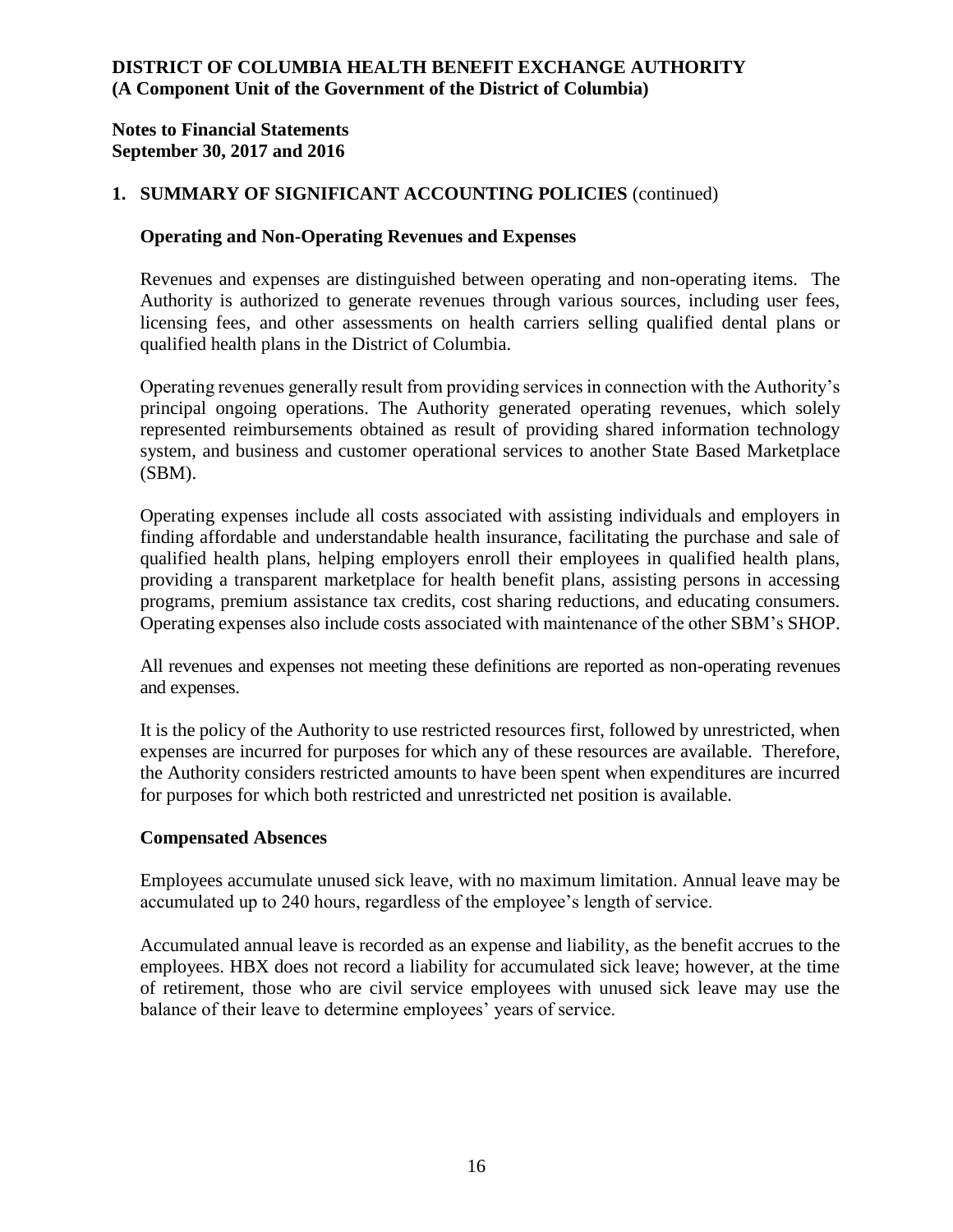## 1. SUMMARY OF SIGNIFICANT ACCOUNTING POLICIES (continued)

### Operating and Non-Operating Revenues and Expenses

Revenues and expenses are distinguished between operating and non-operating items. The Authority is authorized to generate revenues through various sources, including user fees, licensing fees, and other assessments on health carriers selling qualified dental plans or qualified health plans in the District of Columbia.

Operating revenues generally result from providing services in connection with the Authority's principal ongoing operations. The Authority generated operating revenues, which solely represented reimbursements obtained as result of providing shared information technology system, and business and customer operational services to another State Based Marketplace (SBM).

Operating expenses include all costs associated with assisting individuals and employers in finding affordable and understandable health insurance, facilitating the purchase and sale of qualified health plans, helping employers enroll their employees in qualified health plans, providing a transparent marketplace for health benefit plans, assisting persons in accessing programs, premium assistance tax credits, cost sharing reductions, and educating consumers. Operating expenses also include costs associated with maintenance of the other SBM's SHOP.

All revenues and expenses not meeting these definitions are reported as non-operating revenues and expenses.

It is the policy of the Authority to use restricted resources first, followed by unrestricted, when expenses are incurred for purposes for which any of these resources are available. Therefore, the Authority considers restricted amounts to have been spent when expenditures are incurred for purposes for which both restricted and unrestricted net position is available.

### Compensated Absences

Employees accumulate unused sick leave, with no maximum limitation. Annual leave may be accumulated up to 240 hours, regardless of the employee's length of service.

Accumulated annual leave is recorded as an expense and liability, as the benefit accrues to the employees. HBX does not record a liability for accumulated sick leave; however, at the time of retirement, those who are civil service employees with unused sick leave may use the balance of their leave to determine employees' years of service.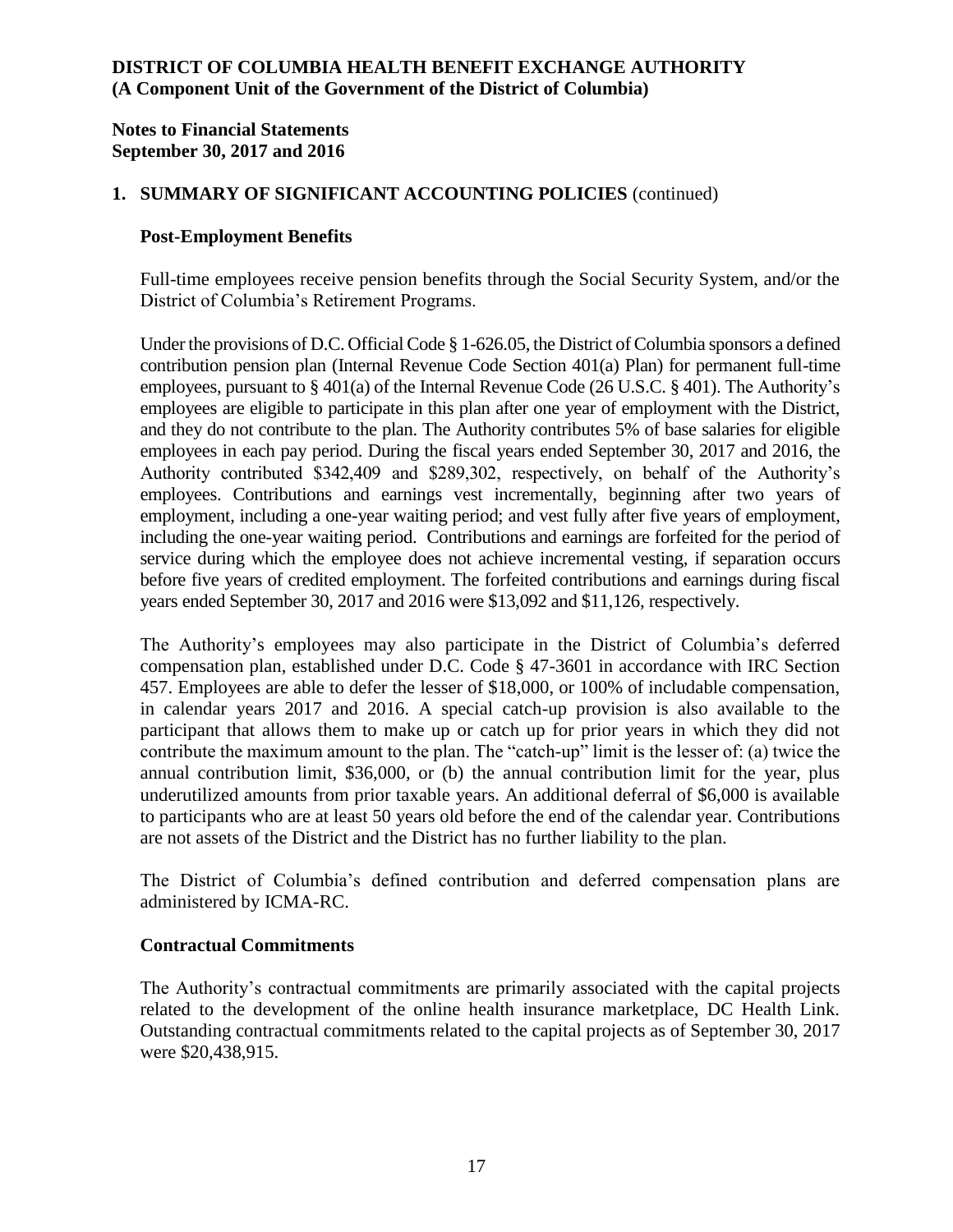**DISTRICT OF COLUMBIA HEALTH BENEFIT EXCHANGE AUTHORITY**
**(A Component Unit of the Government of the District of Columbia)**

**Notes to Financial Statements**
**September 30, 2017 and 2016**

## 1. SUMMARY OF SIGNIFICANT ACCOUNTING POLICIES (continued)

### Post-Employment Benefits

Full-time employees receive pension benefits through the Social Security System, and/or the District of Columbia's Retirement Programs.

Under the provisions of D.C. Official Code § 1-626.05, the District of Columbia sponsors a defined contribution pension plan (Internal Revenue Code Section 401(a) Plan) for permanent full-time employees, pursuant to § 401(a) of the Internal Revenue Code (26 U.S.C. § 401). The Authority's employees are eligible to participate in this plan after one year of employment with the District, and they do not contribute to the plan. The Authority contributes 5% of base salaries for eligible employees in each pay period. During the fiscal years ended September 30, 2017 and 2016, the Authority contributed $342,409 and $289,302, respectively, on behalf of the Authority's employees. Contributions and earnings vest incrementally, beginning after two years of employment, including a one-year waiting period; and vest fully after five years of employment, including the one-year waiting period. Contributions and earnings are forfeited for the period of service during which the employee does not achieve incremental vesting, if separation occurs before five years of credited employment. The forfeited contributions and earnings during fiscal years ended September 30, 2017 and 2016 were $13,092 and $11,126, respectively.

The Authority's employees may also participate in the District of Columbia's deferred compensation plan, established under D.C. Code § 47-3601 in accordance with IRC Section 457. Employees are able to defer the lesser of $18,000, or 100% of includable compensation, in calendar years 2017 and 2016. A special catch-up provision is also available to the participant that allows them to make up or catch up for prior years in which they did not contribute the maximum amount to the plan. The "catch-up" limit is the lesser of: (a) twice the annual contribution limit, $36,000, or (b) the annual contribution limit for the year, plus underutilized amounts from prior taxable years. An additional deferral of $6,000 is available to participants who are at least 50 years old before the end of the calendar year. Contributions are not assets of the District and the District has no further liability to the plan.

The District of Columbia's defined contribution and deferred compensation plans are administered by ICMA-RC.

### Contractual Commitments

The Authority's contractual commitments are primarily associated with the capital projects related to the development of the online health insurance marketplace, DC Health Link. Outstanding contractual commitments related to the capital projects as of September 30, 2017 were $20,438,915.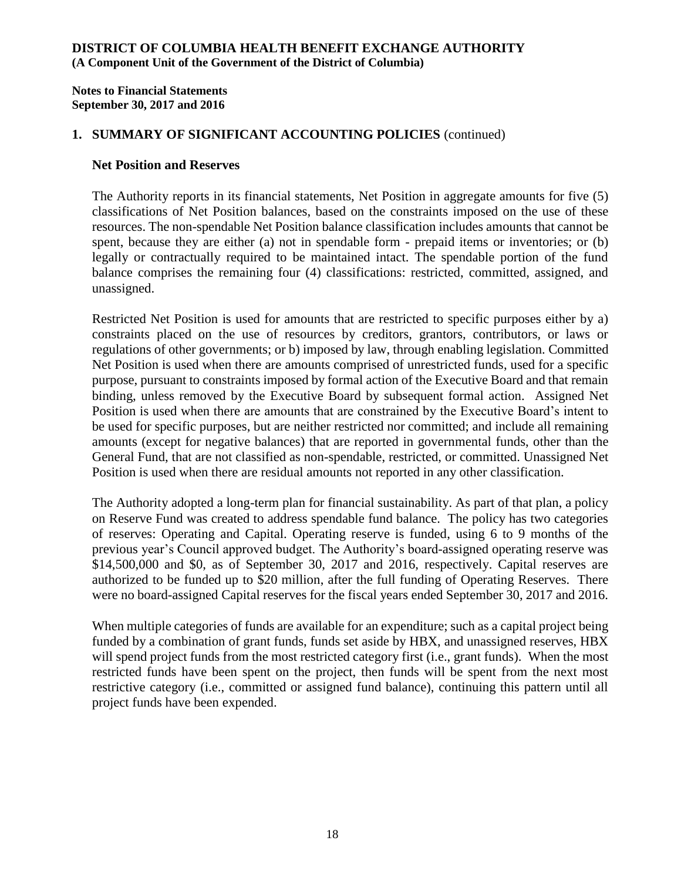## 1. SUMMARY OF SIGNIFICANT ACCOUNTING POLICIES (continued)

### Net Position and Reserves

The Authority reports in its financial statements, Net Position in aggregate amounts for five (5) classifications of Net Position balances, based on the constraints imposed on the use of these resources. The non-spendable Net Position balance classification includes amounts that cannot be spent, because they are either (a) not in spendable form - prepaid items or inventories; or (b) legally or contractually required to be maintained intact. The spendable portion of the fund balance comprises the remaining four (4) classifications: restricted, committed, assigned, and unassigned.

Restricted Net Position is used for amounts that are restricted to specific purposes either by a) constraints placed on the use of resources by creditors, grantors, contributors, or laws or regulations of other governments; or b) imposed by law, through enabling legislation. Committed Net Position is used when there are amounts comprised of unrestricted funds, used for a specific purpose, pursuant to constraints imposed by formal action of the Executive Board and that remain binding, unless removed by the Executive Board by subsequent formal action. Assigned Net Position is used when there are amounts that are constrained by the Executive Board's intent to be used for specific purposes, but are neither restricted nor committed; and include all remaining amounts (except for negative balances) that are reported in governmental funds, other than the General Fund, that are not classified as non-spendable, restricted, or committed. Unassigned Net Position is used when there are residual amounts not reported in any other classification.

The Authority adopted a long-term plan for financial sustainability. As part of that plan, a policy on Reserve Fund was created to address spendable fund balance. The policy has two categories of reserves: Operating and Capital. Operating reserve is funded, using 6 to 9 months of the previous year's Council approved budget. The Authority's board-assigned operating reserve was $14,500,000 and $0, as of September 30, 2017 and 2016, respectively. Capital reserves are authorized to be funded up to $20 million, after the full funding of Operating Reserves. There were no board-assigned Capital reserves for the fiscal years ended September 30, 2017 and 2016.

When multiple categories of funds are available for an expenditure; such as a capital project being funded by a combination of grant funds, funds set aside by HBX, and unassigned reserves, HBX will spend project funds from the most restricted category first (i.e., grant funds). When the most restricted funds have been spent on the project, then funds will be spent from the next most restrictive category (i.e., committed or assigned fund balance), continuing this pattern until all project funds have been expended.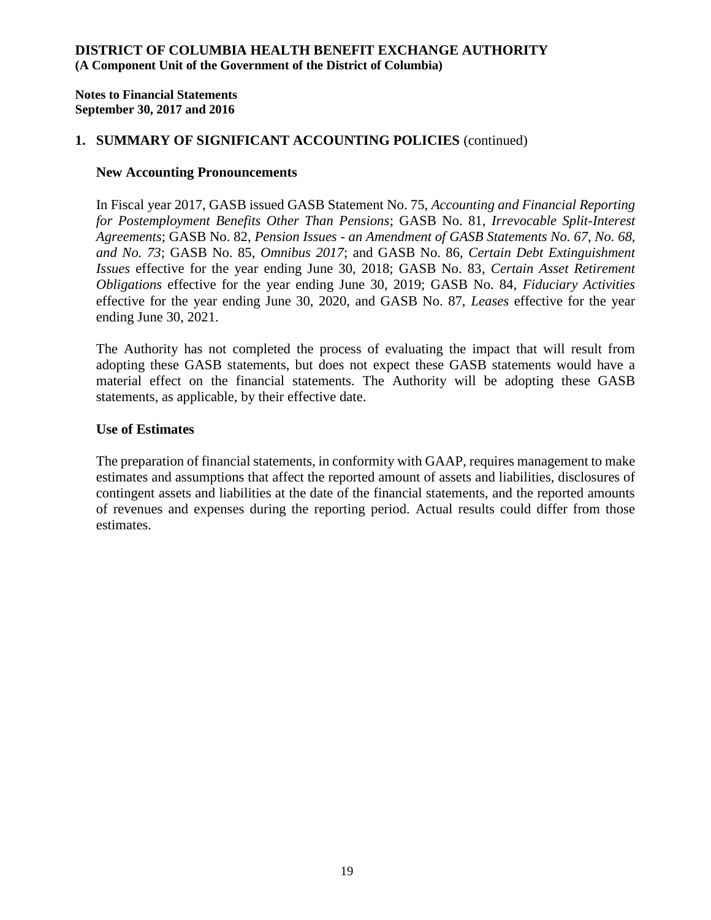**DISTRICT OF COLUMBIA HEALTH BENEFIT EXCHANGE AUTHORITY**
**(A Component Unit of the Government of the District of Columbia)**

**Notes to Financial Statements**
**September 30, 2017 and 2016**

## 1. SUMMARY OF SIGNIFICANT ACCOUNTING POLICIES (continued)

### New Accounting Pronouncements

In Fiscal year 2017, GASB issued GASB Statement No. 75, *Accounting and Financial Reporting for Postemployment Benefits Other Than Pensions*; GASB No. 81, *Irrevocable Split-Interest Agreements*; GASB No. 82, *Pension Issues - an Amendment of GASB Statements No. 67, No. 68, and No. 73*; GASB No. 85, *Omnibus 2017*; and GASB No. 86, *Certain Debt Extinguishment Issues* effective for the year ending June 30, 2018; GASB No. 83, *Certain Asset Retirement Obligations* effective for the year ending June 30, 2019; GASB No. 84, *Fiduciary Activities* effective for the year ending June 30, 2020, and GASB No. 87, *Leases* effective for the year ending June 30, 2021.

The Authority has not completed the process of evaluating the impact that will result from adopting these GASB statements, but does not expect these GASB statements would have a material effect on the financial statements. The Authority will be adopting these GASB statements, as applicable, by their effective date.

### Use of Estimates

The preparation of financial statements, in conformity with GAAP, requires management to make estimates and assumptions that affect the reported amount of assets and liabilities, disclosures of contingent assets and liabilities at the date of the financial statements, and the reported amounts of revenues and expenses during the reporting period. Actual results could differ from those estimates.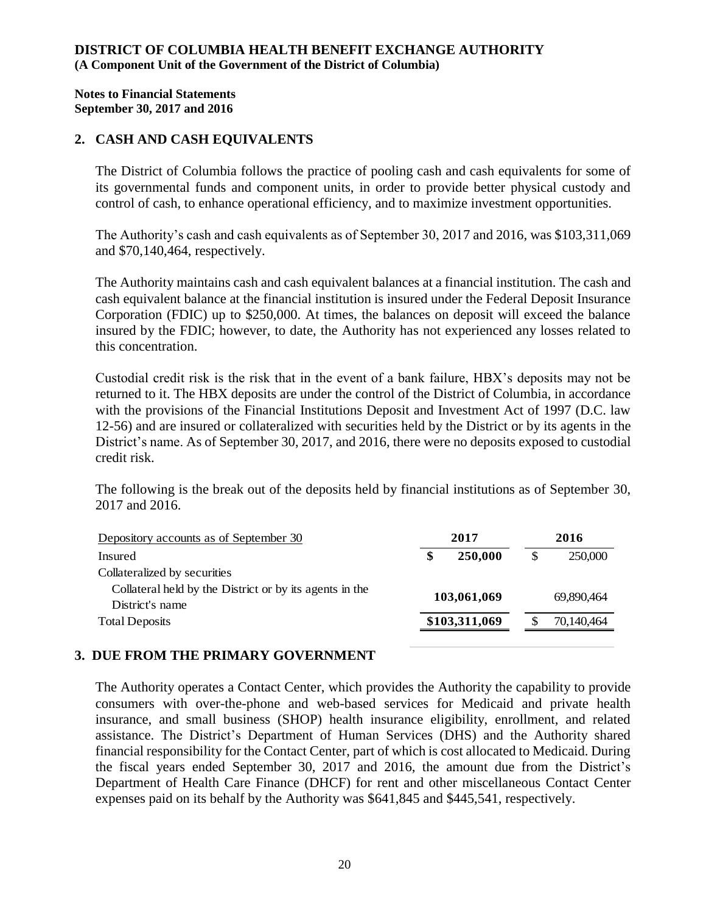## 2. CASH AND CASH EQUIVALENTS

The District of Columbia follows the practice of pooling cash and cash equivalents for some of its governmental funds and component units, in order to provide better physical custody and control of cash, to enhance operational efficiency, and to maximize investment opportunities.

The Authority's cash and cash equivalents as of September 30, 2017 and 2016, was $103,311,069 and $70,140,464, respectively.

The Authority maintains cash and cash equivalent balances at a financial institution. The cash and cash equivalent balance at the financial institution is insured under the Federal Deposit Insurance Corporation (FDIC) up to $250,000. At times, the balances on deposit will exceed the balance insured by the FDIC; however, to date, the Authority has not experienced any losses related to this concentration.

Custodial credit risk is the risk that in the event of a bank failure, HBX's deposits may not be returned to it. The HBX deposits are under the control of the District of Columbia, in accordance with the provisions of the Financial Institutions Deposit and Investment Act of 1997 (D.C. law 12-56) and are insured or collateralized with securities held by the District or by its agents in the District's name. As of September 30, 2017, and 2016, there were no deposits exposed to custodial credit risk.

The following is the break out of the deposits held by financial institutions as of September 30, 2017 and 2016.

| Depository accounts as of September 30 | 2017 | 2016 |
|---|---|---|
| Insured | **$ 250,000** | $ 250,000 |
| Collateralized by securities | | |
| Collateral held by the District or by its agents in the District's name | **103,061,069** | 69,890,464 |
| Total Deposits | **$103,311,069** | $ 70,140,464 |

## 3. DUE FROM THE PRIMARY GOVERNMENT

The Authority operates a Contact Center, which provides the Authority the capability to provide consumers with over-the-phone and web-based services for Medicaid and private health insurance, and small business (SHOP) health insurance eligibility, enrollment, and related assistance. The District's Department of Human Services (DHS) and the Authority shared financial responsibility for the Contact Center, part of which is cost allocated to Medicaid. During the fiscal years ended September 30, 2017 and 2016, the amount due from the District's Department of Health Care Finance (DHCF) for rent and other miscellaneous Contact Center expenses paid on its behalf by the Authority was $641,845 and $445,541, respectively.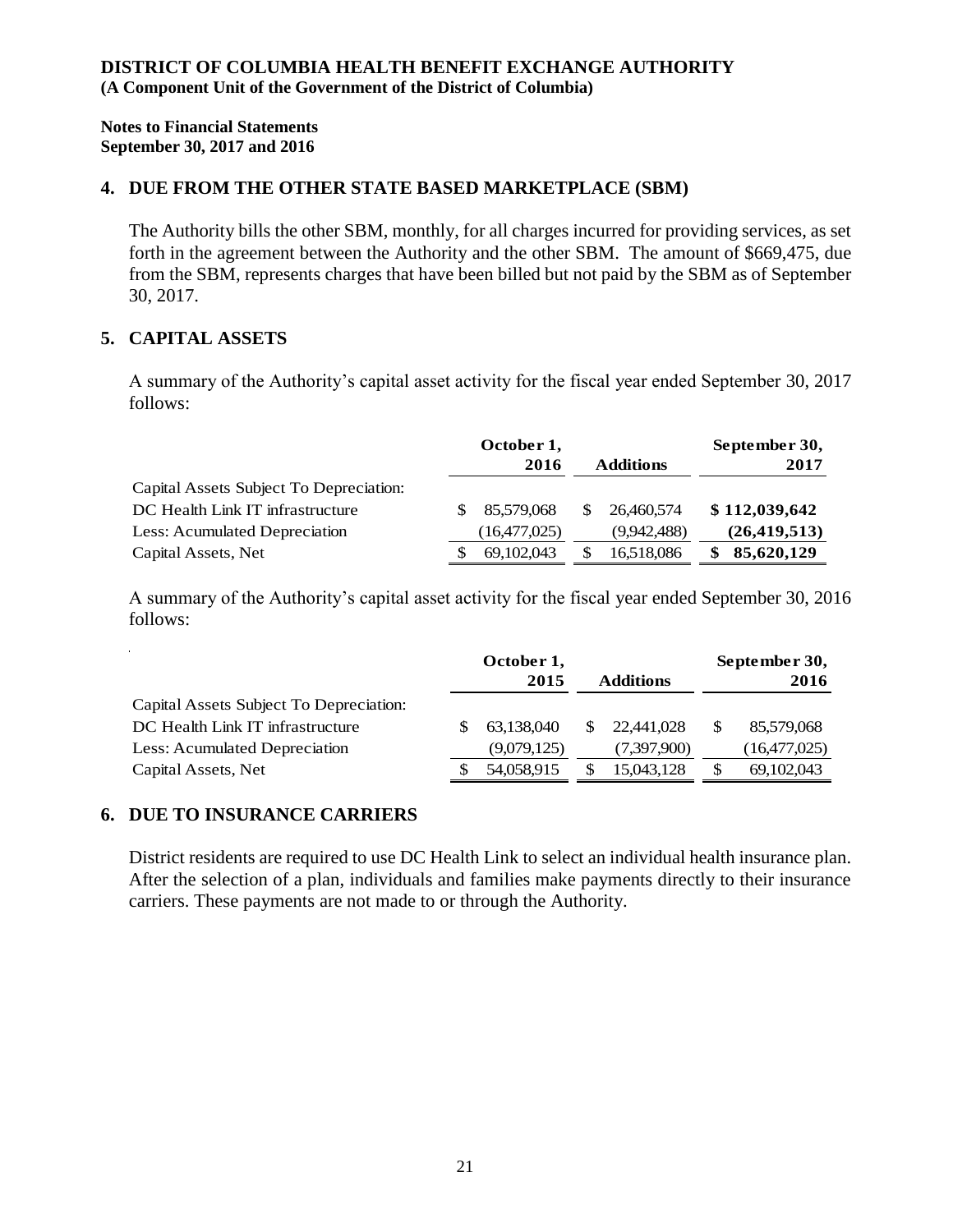**DISTRICT OF COLUMBIA HEALTH BENEFIT EXCHANGE AUTHORITY**
**(A Component Unit of the Government of the District of Columbia)**

**Notes to Financial Statements**
**September 30, 2017 and 2016**

## 4. DUE FROM THE OTHER STATE BASED MARKETPLACE (SBM)

The Authority bills the other SBM, monthly, for all charges incurred for providing services, as set forth in the agreement between the Authority and the other SBM. The amount of $669,475, due from the SBM, represents charges that have been billed but not paid by the SBM as of September 30, 2017.

## 5. CAPITAL ASSETS

A summary of the Authority's capital asset activity for the fiscal year ended September 30, 2017 follows:

| | October 1, 2016 | Additions | September 30, 2017 |
|---|---|---|---|
| Capital Assets Subject To Depreciation: | | | |
| DC Health Link IT infrastructure | $ 85,579,068 | $ 26,460,574 | **$ 112,039,642** |
| Less: Acumulated Depreciation | (16,477,025) | (9,942,488) | **(26,419,513)** |
| Capital Assets, Net | $ 69,102,043 | $ 16,518,086 | **$ 85,620,129** |

A summary of the Authority's capital asset activity for the fiscal year ended September 30, 2016 follows:

| | October 1, 2015 | Additions | September 30, 2016 |
|---|---|---|---|
| Capital Assets Subject To Depreciation: | | | |
| DC Health Link IT infrastructure | $ 63,138,040 | $ 22,441,028 | $ 85,579,068 |
| Less: Acumulated Depreciation | (9,079,125) | (7,397,900) | (16,477,025) |
| Capital Assets, Net | $ 54,058,915 | $ 15,043,128 | $ 69,102,043 |

## 6. DUE TO INSURANCE CARRIERS

District residents are required to use DC Health Link to select an individual health insurance plan. After the selection of a plan, individuals and families make payments directly to their insurance carriers. These payments are not made to or through the Authority.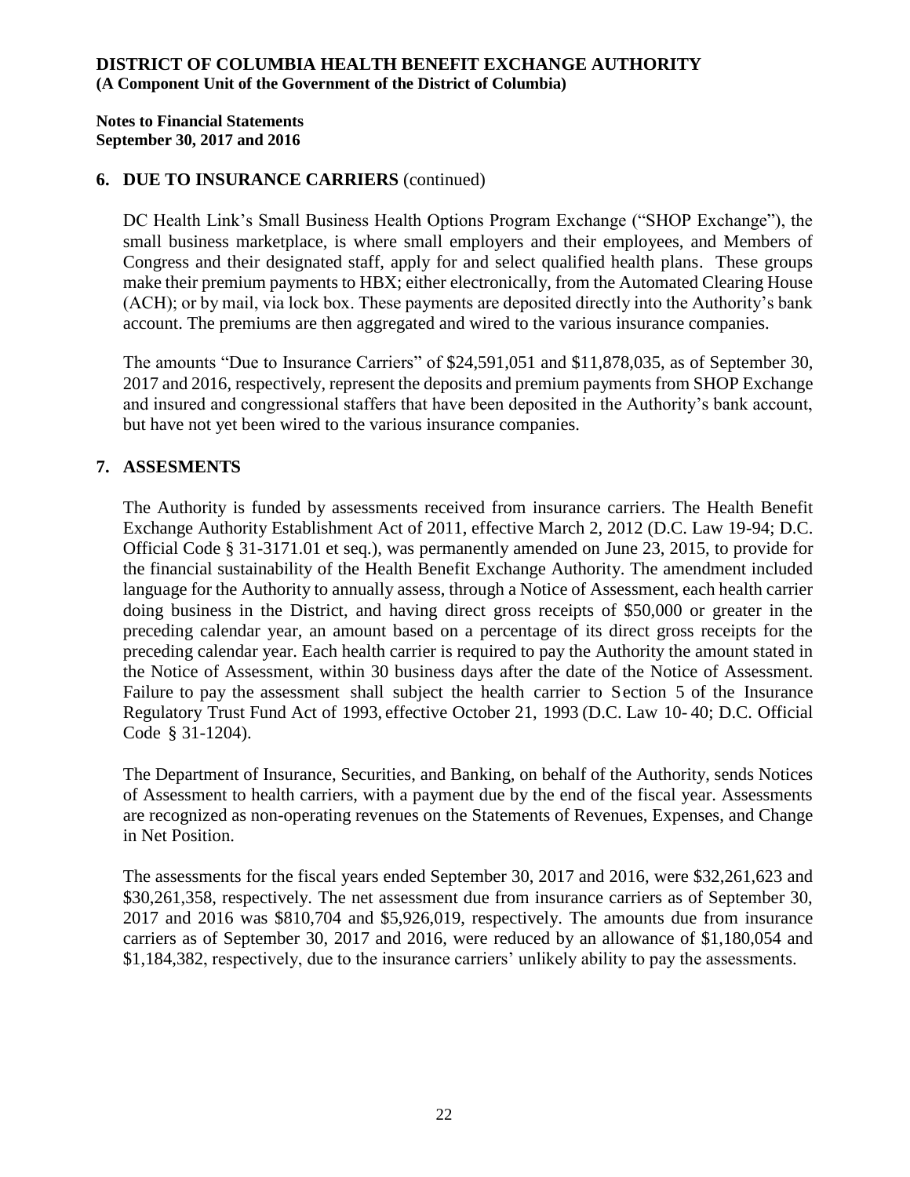## 6. DUE TO INSURANCE CARRIERS (continued)

DC Health Link's Small Business Health Options Program Exchange ("SHOP Exchange"), the small business marketplace, is where small employers and their employees, and Members of Congress and their designated staff, apply for and select qualified health plans. These groups make their premium payments to HBX; either electronically, from the Automated Clearing House (ACH); or by mail, via lock box. These payments are deposited directly into the Authority's bank account. The premiums are then aggregated and wired to the various insurance companies.

The amounts "Due to Insurance Carriers" of $24,591,051 and $11,878,035, as of September 30, 2017 and 2016, respectively, represent the deposits and premium payments from SHOP Exchange and insured and congressional staffers that have been deposited in the Authority's bank account, but have not yet been wired to the various insurance companies.

## 7. ASSESMENTS

The Authority is funded by assessments received from insurance carriers. The Health Benefit Exchange Authority Establishment Act of 2011, effective March 2, 2012 (D.C. Law 19-94; D.C. Official Code § 31-3171.01 et seq.), was permanently amended on June 23, 2015, to provide for the financial sustainability of the Health Benefit Exchange Authority. The amendment included language for the Authority to annually assess, through a Notice of Assessment, each health carrier doing business in the District, and having direct gross receipts of $50,000 or greater in the preceding calendar year, an amount based on a percentage of its direct gross receipts for the preceding calendar year. Each health carrier is required to pay the Authority the amount stated in the Notice of Assessment, within 30 business days after the date of the Notice of Assessment. Failure to pay the assessment shall subject the health carrier to Section 5 of the Insurance Regulatory Trust Fund Act of 1993, effective October 21, 1993 (D.C. Law 10- 40; D.C. Official Code § 31-1204).

The Department of Insurance, Securities, and Banking, on behalf of the Authority, sends Notices of Assessment to health carriers, with a payment due by the end of the fiscal year. Assessments are recognized as non-operating revenues on the Statements of Revenues, Expenses, and Change in Net Position.

The assessments for the fiscal years ended September 30, 2017 and 2016, were $32,261,623 and $30,261,358, respectively. The net assessment due from insurance carriers as of September 30, 2017 and 2016 was $810,704 and $5,926,019, respectively. The amounts due from insurance carriers as of September 30, 2017 and 2016, were reduced by an allowance of $1,180,054 and $1,184,382, respectively, due to the insurance carriers' unlikely ability to pay the assessments.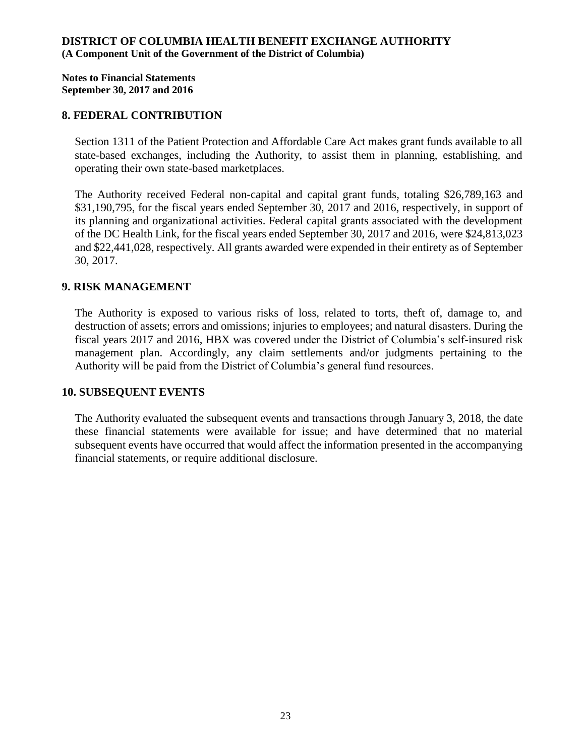**DISTRICT OF COLUMBIA HEALTH BENEFIT EXCHANGE AUTHORITY**
**(A Component Unit of the Government of the District of Columbia)**

**Notes to Financial Statements**
**September 30, 2017 and 2016**

## 8. FEDERAL CONTRIBUTION

Section 1311 of the Patient Protection and Affordable Care Act makes grant funds available to all state-based exchanges, including the Authority, to assist them in planning, establishing, and operating their own state-based marketplaces.

The Authority received Federal non-capital and capital grant funds, totaling \$26,789,163 and \$31,190,795, for the fiscal years ended September 30, 2017 and 2016, respectively, in support of its planning and organizational activities. Federal capital grants associated with the development of the DC Health Link, for the fiscal years ended September 30, 2017 and 2016, were \$24,813,023 and \$22,441,028, respectively. All grants awarded were expended in their entirety as of September 30, 2017.

## 9. RISK MANAGEMENT

The Authority is exposed to various risks of loss, related to torts, theft of, damage to, and destruction of assets; errors and omissions; injuries to employees; and natural disasters. During the fiscal years 2017 and 2016, HBX was covered under the District of Columbia's self-insured risk management plan. Accordingly, any claim settlements and/or judgments pertaining to the Authority will be paid from the District of Columbia's general fund resources.

## 10. SUBSEQUENT EVENTS

The Authority evaluated the subsequent events and transactions through January 3, 2018, the date these financial statements were available for issue; and have determined that no material subsequent events have occurred that would affect the information presented in the accompanying financial statements, or require additional disclosure.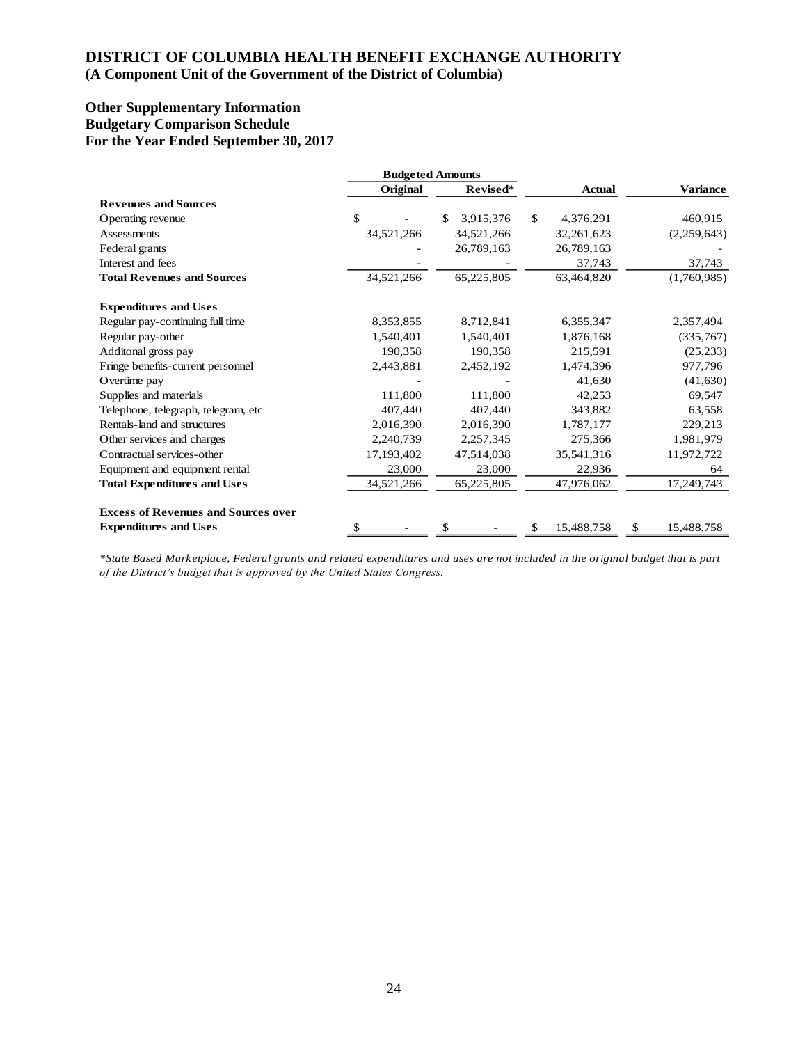# DISTRICT OF COLUMBIA HEALTH BENEFIT EXCHANGE AUTHORITY

**(A Component Unit of the Government of the District of Columbia)**

## Other Supplementary Information
## Budgetary Comparison Schedule
## For the Year Ended September 30, 2017

| | Budgeted Amounts | | | |
|---|---|---|---|---|
| | **Original** | **Revised*** | **Actual** | **Variance** |
| **Revenues and Sources** | | | | |
| Operating revenue | $ - | $ 3,915,376 | $ 4,376,291 | 460,915 |
| Assessments | 34,521,266 | 34,521,266 | 32,261,623 | (2,259,643) |
| Federal grants | - | 26,789,163 | 26,789,163 | - |
| Interest and fees | - | - | 37,743 | 37,743 |
| **Total Revenues and Sources** | 34,521,266 | 65,225,805 | 63,464,820 | (1,760,985) |
| | | | | |
| **Expenditures and Uses** | | | | |
| Regular pay-continuing full time | 8,353,855 | 8,712,841 | 6,355,347 | 2,357,494 |
| Regular pay-other | 1,540,401 | 1,540,401 | 1,876,168 | (335,767) |
| Additonal gross pay | 190,358 | 190,358 | 215,591 | (25,233) |
| Fringe benefits-current personnel | 2,443,881 | 2,452,192 | 1,474,396 | 977,796 |
| Overtime pay | - | - | 41,630 | (41,630) |
| Supplies and materials | 111,800 | 111,800 | 42,253 | 69,547 |
| Telephone, telegraph, telegram, etc | 407,440 | 407,440 | 343,882 | 63,558 |
| Rentals-land and structures | 2,016,390 | 2,016,390 | 1,787,177 | 229,213 |
| Other services and charges | 2,240,739 | 2,257,345 | 275,366 | 1,981,979 |
| Contractual services-other | 17,193,402 | 47,514,038 | 35,541,316 | 11,972,722 |
| Equipment and equipment rental | 23,000 | 23,000 | 22,936 | 64 |
| **Total Expenditures and Uses** | 34,521,266 | 65,225,805 | 47,976,062 | 17,249,743 |
| | | | | |
| **Excess of Revenues and Sources over Expenditures and Uses** | $ - | $ - | $ 15,488,758 | $ 15,488,758 |

*\*State Based Marketplace, Federal grants and related expenditures and uses are not included in the original budget that is part of the District's budget that is approved by the United States Congress.*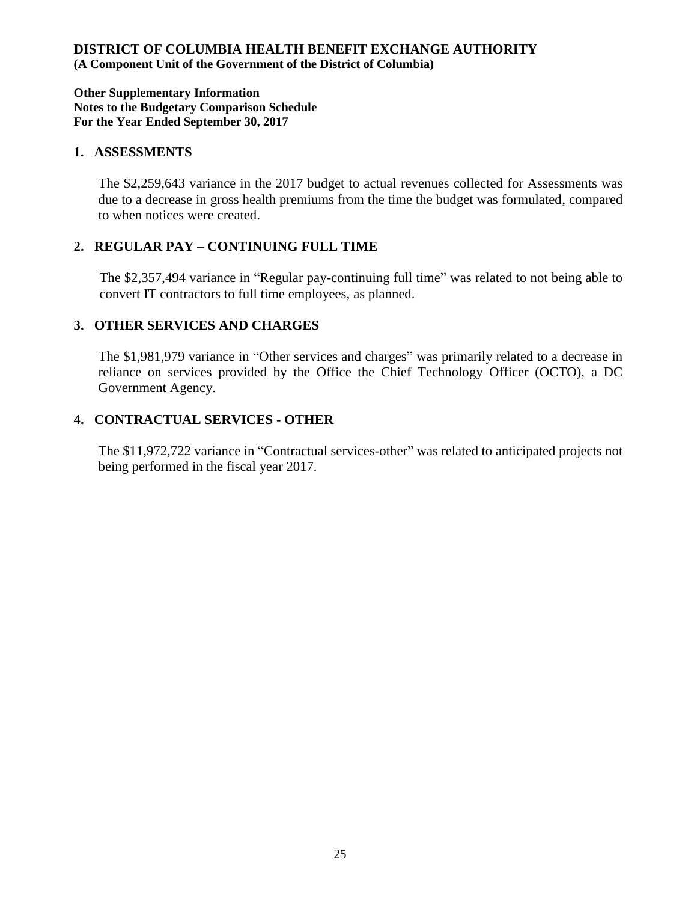**DISTRICT OF COLUMBIA HEALTH BENEFIT EXCHANGE AUTHORITY**
**(A Component Unit of the Government of the District of Columbia)**

**Other Supplementary Information**
**Notes to the Budgetary Comparison Schedule**
**For the Year Ended September 30, 2017**

## 1. ASSESSMENTS

The $2,259,643 variance in the 2017 budget to actual revenues collected for Assessments was due to a decrease in gross health premiums from the time the budget was formulated, compared to when notices were created.

## 2. REGULAR PAY – CONTINUING FULL TIME

The $2,357,494 variance in "Regular pay-continuing full time" was related to not being able to convert IT contractors to full time employees, as planned.

## 3. OTHER SERVICES AND CHARGES

The $1,981,979 variance in "Other services and charges" was primarily related to a decrease in reliance on services provided by the Office the Chief Technology Officer (OCTO), a DC Government Agency.

## 4. CONTRACTUAL SERVICES - OTHER

The $11,972,722 variance in "Contractual services-other" was related to anticipated projects not being performed in the fiscal year 2017.